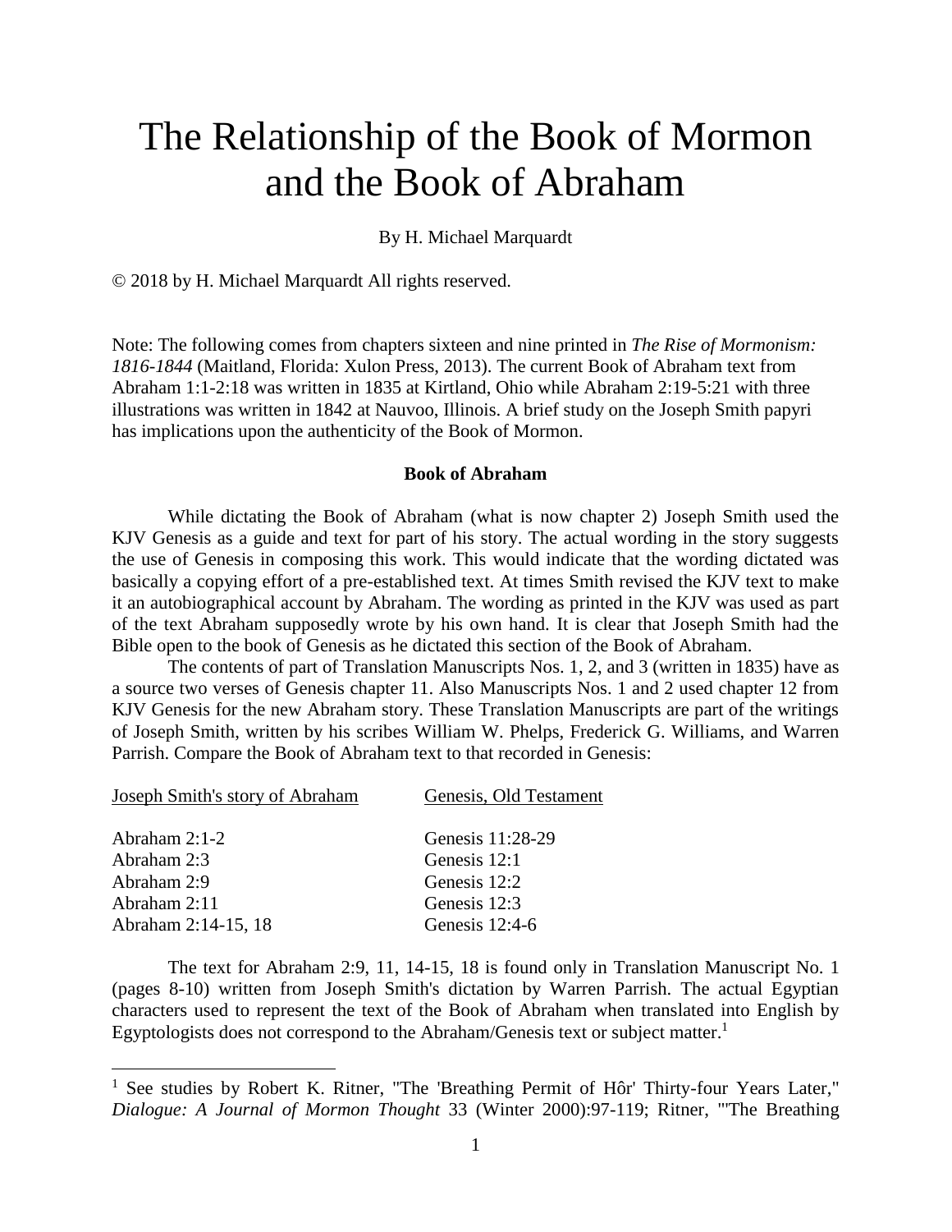# The Relationship of the Book of Mormon and the Book of Abraham

By H. Michael Marquardt

© 2018 by H. Michael Marquardt All rights reserved.

Note: The following comes from chapters sixteen and nine printed in *The Rise of Mormonism: 1816-1844* (Maitland, Florida: Xulon Press, 2013). The current Book of Abraham text from Abraham 1:1-2:18 was written in 1835 at Kirtland, Ohio while Abraham 2:19-5:21 with three illustrations was written in 1842 at Nauvoo, Illinois. A brief study on the Joseph Smith papyri has implications upon the authenticity of the Book of Mormon.

### Book of Abraham

While dictating the Book of Abraham (what is now chapter 2) Joseph Smith used the KJV Genesis as a guide and text for part of his story. The actual wording in the story suggests the use of Genesis in composing this work. This would indicate that the wording dictated was basically a copying effort of a pre-established text. At times Smith revised the KJV text to make it an autobiographical account by Abraham. The wording as printed in the KJV was used as part of the text Abraham supposedly wrote by his own hand. It is clear that Joseph Smith had the Bible open to the book of Genesis as he dictated this section of the Book of Abraham.

The contents of part of Translation Manuscripts Nos. 1, 2, and 3 (written in 1835) have as a source two verses of Genesis chapter 11. Also Manuscripts Nos. 1 and 2 used chapter 12 from KJV Genesis for the new Abraham story. These Translation Manuscripts are part of the writings of Joseph Smith, written by his scribes William W. Phelps, Frederick G. Williams, and Warren Parrish. Compare the Book of Abraham text to that recorded in Genesis:

| Joseph Smith's story of Abraham | Genesis, Old Testament |
|---|---|
| Abraham 2:1-2 | Genesis 11:28-29 |
| Abraham 2:3 | Genesis 12:1 |
| Abraham 2:9 | Genesis 12:2 |
| Abraham 2:11 | Genesis 12:3 |
| Abraham 2:14-15, 18 | Genesis 12:4-6 |

The text for Abraham 2:9, 11, 14-15, 18 is found only in Translation Manuscript No. 1 (pages 8-10) written from Joseph Smith's dictation by Warren Parrish. The actual Egyptian characters used to represent the text of the Book of Abraham when translated into English by Egyptologists does not correspond to the Abraham/Genesis text or subject matter.[1]

---

[1] See studies by Robert K. Ritner, "The 'Breathing Permit of Hôr' Thirty-four Years Later," *Dialogue: A Journal of Mormon Thought* 33 (Winter 2000):97-119; Ritner, "'The Breathing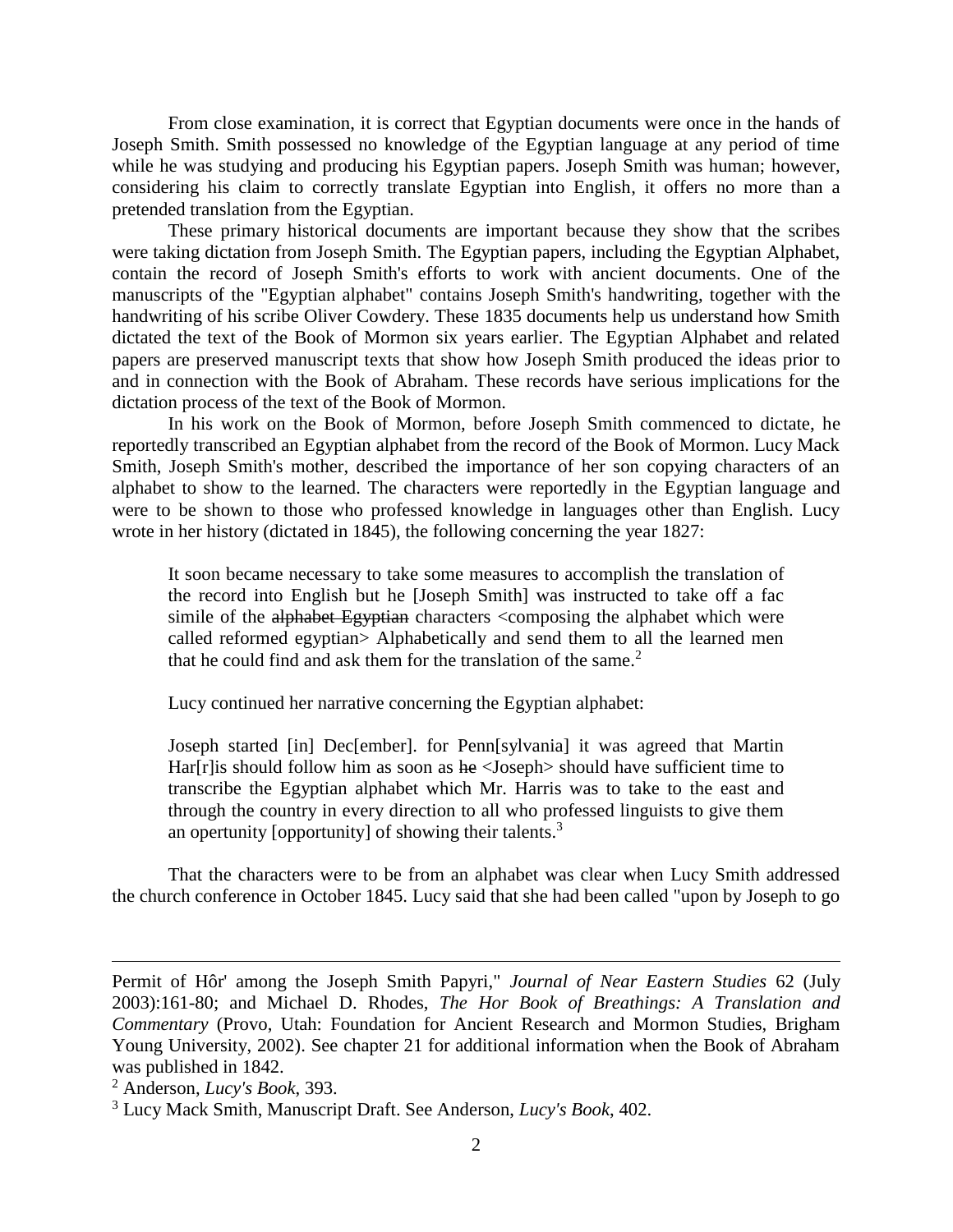From close examination, it is correct that Egyptian documents were once in the hands of Joseph Smith. Smith possessed no knowledge of the Egyptian language at any period of time while he was studying and producing his Egyptian papers. Joseph Smith was human; however, considering his claim to correctly translate Egyptian into English, it offers no more than a pretended translation from the Egyptian.

These primary historical documents are important because they show that the scribes were taking dictation from Joseph Smith. The Egyptian papers, including the Egyptian Alphabet, contain the record of Joseph Smith's efforts to work with ancient documents. One of the manuscripts of the "Egyptian alphabet" contains Joseph Smith's handwriting, together with the handwriting of his scribe Oliver Cowdery. These 1835 documents help us understand how Smith dictated the text of the Book of Mormon six years earlier. The Egyptian Alphabet and related papers are preserved manuscript texts that show how Joseph Smith produced the ideas prior to and in connection with the Book of Abraham. These records have serious implications for the dictation process of the text of the Book of Mormon.

In his work on the Book of Mormon, before Joseph Smith commenced to dictate, he reportedly transcribed an Egyptian alphabet from the record of the Book of Mormon. Lucy Mack Smith, Joseph Smith's mother, described the importance of her son copying characters of an alphabet to show to the learned. The characters were reportedly in the Egyptian language and were to be shown to those who professed knowledge in languages other than English. Lucy wrote in her history (dictated in 1845), the following concerning the year 1827:

> It soon became necessary to take some measures to accomplish the translation of the record into English but he [Joseph Smith] was instructed to take off a fac simile of the ~~alphabet Egyptian~~ characters <composing the alphabet which were called reformed egyptian> Alphabetically and send them to all the learned men that he could find and ask them for the translation of the same.[2]

Lucy continued her narrative concerning the Egyptian alphabet:

> Joseph started [in] Dec[ember]. for Penn[sylvania] it was agreed that Martin Har[r]is should follow him as soon as ~~he~~ <Joseph> should have sufficient time to transcribe the Egyptian alphabet which Mr. Harris was to take to the east and through the country in every direction to all who professed linguists to give them an opertunity [opportunity] of showing their talents.[3]

That the characters were to be from an alphabet was clear when Lucy Smith addressed the church conference in October 1845. Lucy said that she had been called "upon by Joseph to go

---

Permit of Hôr' among the Joseph Smith Papyri," *Journal of Near Eastern Studies* 62 (July 2003):161-80; and Michael D. Rhodes, *The Hor Book of Breathings: A Translation and Commentary* (Provo, Utah: Foundation for Ancient Research and Mormon Studies, Brigham Young University, 2002). See chapter 21 for additional information when the Book of Abraham was published in 1842.

[2] Anderson, *Lucy's Book*, 393.

[3] Lucy Mack Smith, Manuscript Draft. See Anderson, *Lucy's Book*, 402.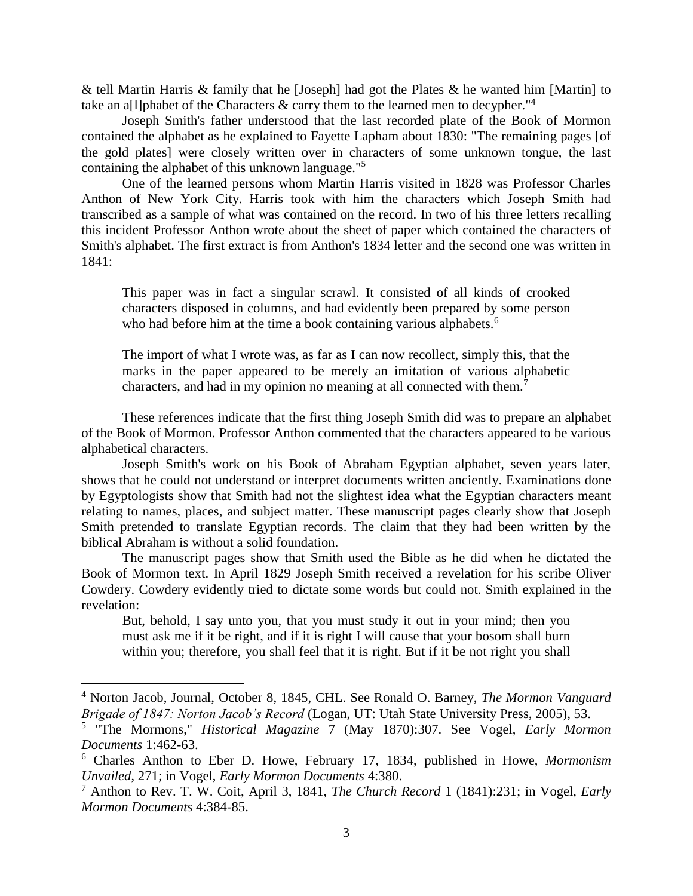& tell Martin Harris & family that he [Joseph] had got the Plates & he wanted him [Martin] to take an a[l]phabet of the Characters & carry them to the learned men to decypher."[4]

Joseph Smith's father understood that the last recorded plate of the Book of Mormon contained the alphabet as he explained to Fayette Lapham about 1830: "The remaining pages [of the gold plates] were closely written over in characters of some unknown tongue, the last containing the alphabet of this unknown language."[5]

One of the learned persons whom Martin Harris visited in 1828 was Professor Charles Anthon of New York City. Harris took with him the characters which Joseph Smith had transcribed as a sample of what was contained on the record. In two of his three letters recalling this incident Professor Anthon wrote about the sheet of paper which contained the characters of Smith's alphabet. The first extract is from Anthon's 1834 letter and the second one was written in 1841:

> This paper was in fact a singular scrawl. It consisted of all kinds of crooked characters disposed in columns, and had evidently been prepared by some person who had before him at the time a book containing various alphabets.[6]

> The import of what I wrote was, as far as I can now recollect, simply this, that the marks in the paper appeared to be merely an imitation of various alphabetic characters, and had in my opinion no meaning at all connected with them.[7]

These references indicate that the first thing Joseph Smith did was to prepare an alphabet of the Book of Mormon. Professor Anthon commented that the characters appeared to be various alphabetical characters.

Joseph Smith's work on his Book of Abraham Egyptian alphabet, seven years later, shows that he could not understand or interpret documents written anciently. Examinations done by Egyptologists show that Smith had not the slightest idea what the Egyptian characters meant relating to names, places, and subject matter. These manuscript pages clearly show that Joseph Smith pretended to translate Egyptian records. The claim that they had been written by the biblical Abraham is without a solid foundation.

The manuscript pages show that Smith used the Bible as he did when he dictated the Book of Mormon text. In April 1829 Joseph Smith received a revelation for his scribe Oliver Cowdery. Cowdery evidently tried to dictate some words but could not. Smith explained in the revelation:

> But, behold, I say unto you, that you must study it out in your mind; then you must ask me if it be right, and if it is right I will cause that your bosom shall burn within you; therefore, you shall feel that it is right. But if it be not right you shall

---

[4] Norton Jacob, Journal, October 8, 1845, CHL. See Ronald O. Barney, *The Mormon Vanguard Brigade of 1847: Norton Jacob's Record* (Logan, UT: Utah State University Press, 2005), 53.

[5] "The Mormons," *Historical Magazine* 7 (May 1870):307. See Vogel, *Early Mormon Documents* 1:462-63.

[6] Charles Anthon to Eber D. Howe, February 17, 1834, published in Howe, *Mormonism Unvailed*, 271; in Vogel, *Early Mormon Documents* 4:380.

[7] Anthon to Rev. T. W. Coit, April 3, 1841, *The Church Record* 1 (1841):231; in Vogel, *Early Mormon Documents* 4:384-85.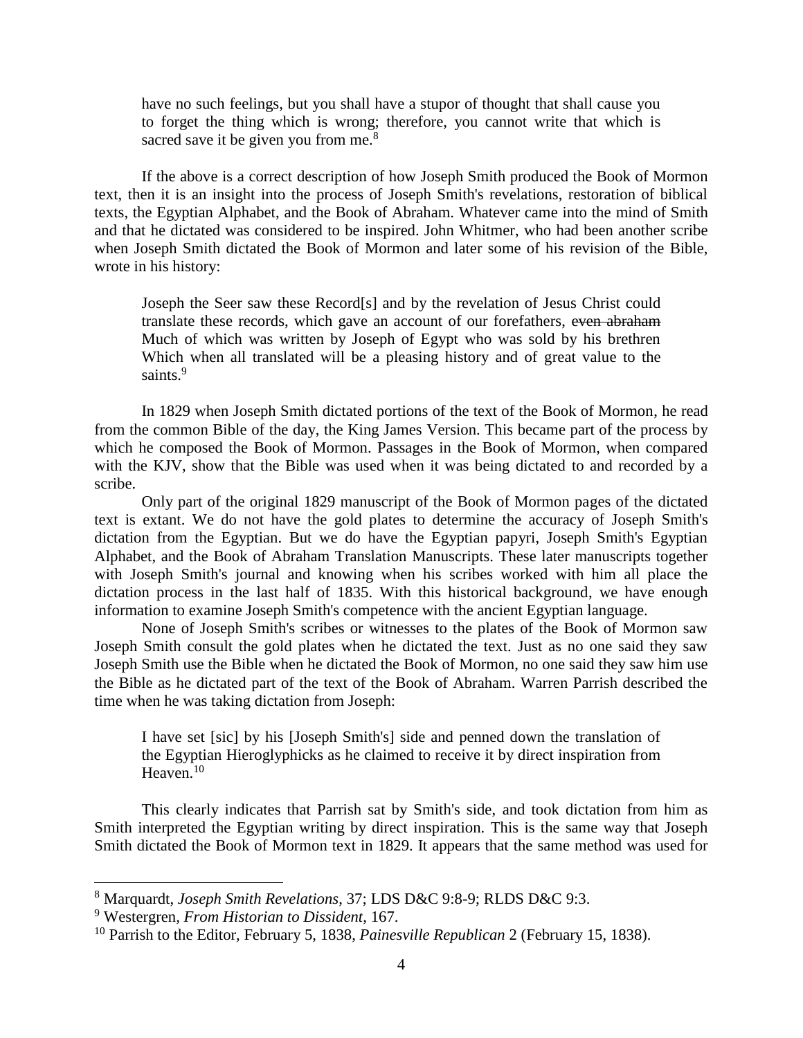> have no such feelings, but you shall have a stupor of thought that shall cause you to forget the thing which is wrong; therefore, you cannot write that which is sacred save it be given you from me.[8]

If the above is a correct description of how Joseph Smith produced the Book of Mormon text, then it is an insight into the process of Joseph Smith's revelations, restoration of biblical texts, the Egyptian Alphabet, and the Book of Abraham. Whatever came into the mind of Smith and that he dictated was considered to be inspired. John Whitmer, who had been another scribe when Joseph Smith dictated the Book of Mormon and later some of his revision of the Bible, wrote in his history:

> Joseph the Seer saw these Record[s] and by the revelation of Jesus Christ could translate these records, which gave an account of our forefathers, ~~even abraham~~ Much of which was written by Joseph of Egypt who was sold by his brethren Which when all translated will be a pleasing history and of great value to the saints.[9]

In 1829 when Joseph Smith dictated portions of the text of the Book of Mormon, he read from the common Bible of the day, the King James Version. This became part of the process by which he composed the Book of Mormon. Passages in the Book of Mormon, when compared with the KJV, show that the Bible was used when it was being dictated to and recorded by a scribe.

Only part of the original 1829 manuscript of the Book of Mormon pages of the dictated text is extant. We do not have the gold plates to determine the accuracy of Joseph Smith's dictation from the Egyptian. But we do have the Egyptian papyri, Joseph Smith's Egyptian Alphabet, and the Book of Abraham Translation Manuscripts. These later manuscripts together with Joseph Smith's journal and knowing when his scribes worked with him all place the dictation process in the last half of 1835. With this historical background, we have enough information to examine Joseph Smith's competence with the ancient Egyptian language.

None of Joseph Smith's scribes or witnesses to the plates of the Book of Mormon saw Joseph Smith consult the gold plates when he dictated the text. Just as no one said they saw Joseph Smith use the Bible when he dictated the Book of Mormon, no one said they saw him use the Bible as he dictated part of the text of the Book of Abraham. Warren Parrish described the time when he was taking dictation from Joseph:

> I have set [sic] by his [Joseph Smith's] side and penned down the translation of the Egyptian Hieroglyphicks as he claimed to receive it by direct inspiration from Heaven.[10]

This clearly indicates that Parrish sat by Smith's side, and took dictation from him as Smith interpreted the Egyptian writing by direct inspiration. This is the same way that Joseph Smith dictated the Book of Mormon text in 1829. It appears that the same method was used for

---

[8] Marquardt, *Joseph Smith Revelations*, 37; LDS D&C 9:8-9; RLDS D&C 9:3.

[9] Westergren, *From Historian to Dissident*, 167.

[10] Parrish to the Editor, February 5, 1838, *Painesville Republican* 2 (February 15, 1838).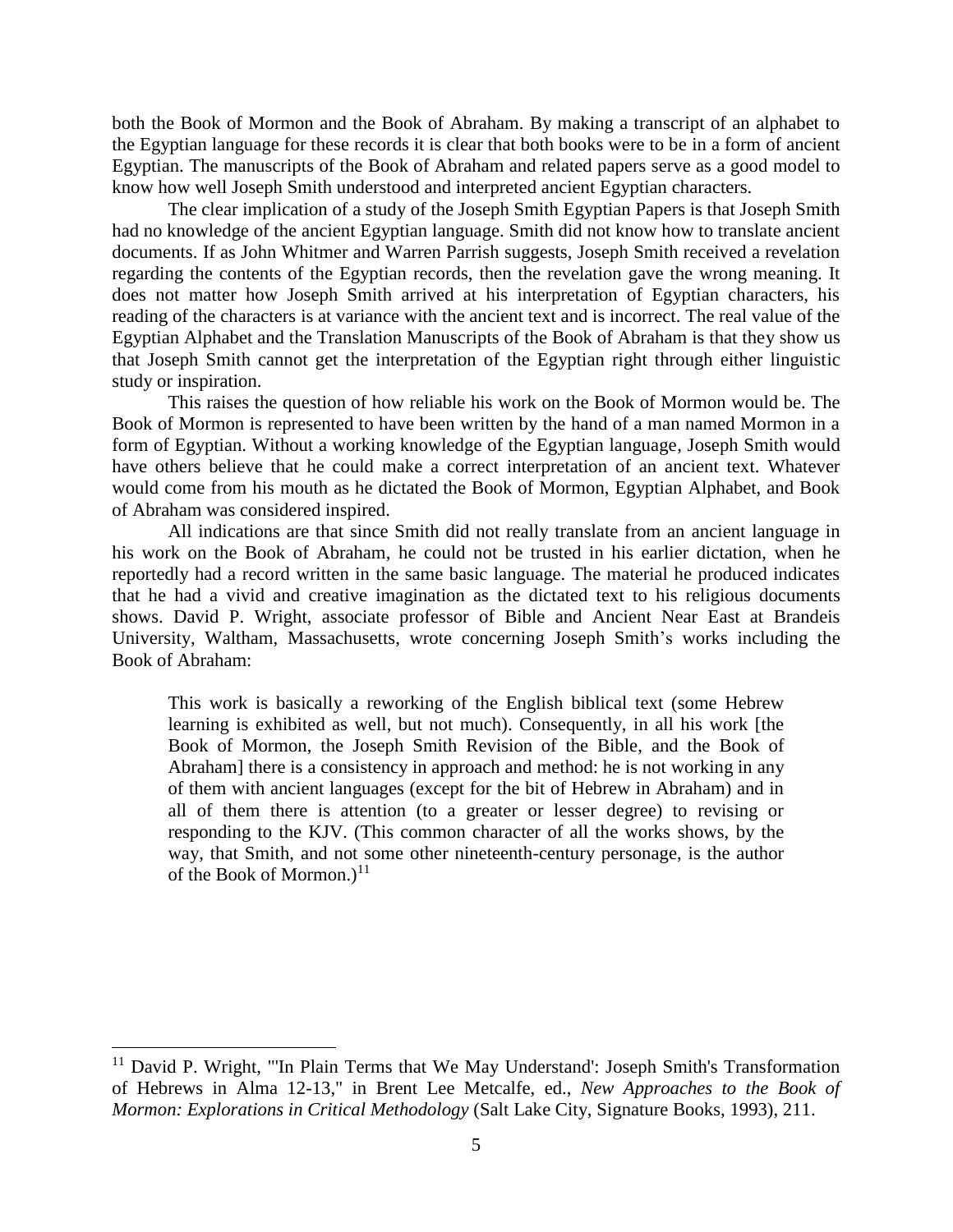both the Book of Mormon and the Book of Abraham. By making a transcript of an alphabet to the Egyptian language for these records it is clear that both books were to be in a form of ancient Egyptian. The manuscripts of the Book of Abraham and related papers serve as a good model to know how well Joseph Smith understood and interpreted ancient Egyptian characters.

The clear implication of a study of the Joseph Smith Egyptian Papers is that Joseph Smith had no knowledge of the ancient Egyptian language. Smith did not know how to translate ancient documents. If as John Whitmer and Warren Parrish suggests, Joseph Smith received a revelation regarding the contents of the Egyptian records, then the revelation gave the wrong meaning. It does not matter how Joseph Smith arrived at his interpretation of Egyptian characters, his reading of the characters is at variance with the ancient text and is incorrect. The real value of the Egyptian Alphabet and the Translation Manuscripts of the Book of Abraham is that they show us that Joseph Smith cannot get the interpretation of the Egyptian right through either linguistic study or inspiration.

This raises the question of how reliable his work on the Book of Mormon would be. The Book of Mormon is represented to have been written by the hand of a man named Mormon in a form of Egyptian. Without a working knowledge of the Egyptian language, Joseph Smith would have others believe that he could make a correct interpretation of an ancient text. Whatever would come from his mouth as he dictated the Book of Mormon, Egyptian Alphabet, and Book of Abraham was considered inspired.

All indications are that since Smith did not really translate from an ancient language in his work on the Book of Abraham, he could not be trusted in his earlier dictation, when he reportedly had a record written in the same basic language. The material he produced indicates that he had a vivid and creative imagination as the dictated text to his religious documents shows. David P. Wright, associate professor of Bible and Ancient Near East at Brandeis University, Waltham, Massachusetts, wrote concerning Joseph Smith's works including the Book of Abraham:

> This work is basically a reworking of the English biblical text (some Hebrew learning is exhibited as well, but not much). Consequently, in all his work [the Book of Mormon, the Joseph Smith Revision of the Bible, and the Book of Abraham] there is a consistency in approach and method: he is not working in any of them with ancient languages (except for the bit of Hebrew in Abraham) and in all of them there is attention (to a greater or lesser degree) to revising or responding to the KJV. (This common character of all the works shows, by the way, that Smith, and not some other nineteenth-century personage, is the author of the Book of Mormon.)[11]

---

[11] David P. Wright, "'In Plain Terms that We May Understand': Joseph Smith's Transformation of Hebrews in Alma 12-13," in Brent Lee Metcalfe, ed., *New Approaches to the Book of Mormon: Explorations in Critical Methodology* (Salt Lake City, Signature Books, 1993), 211.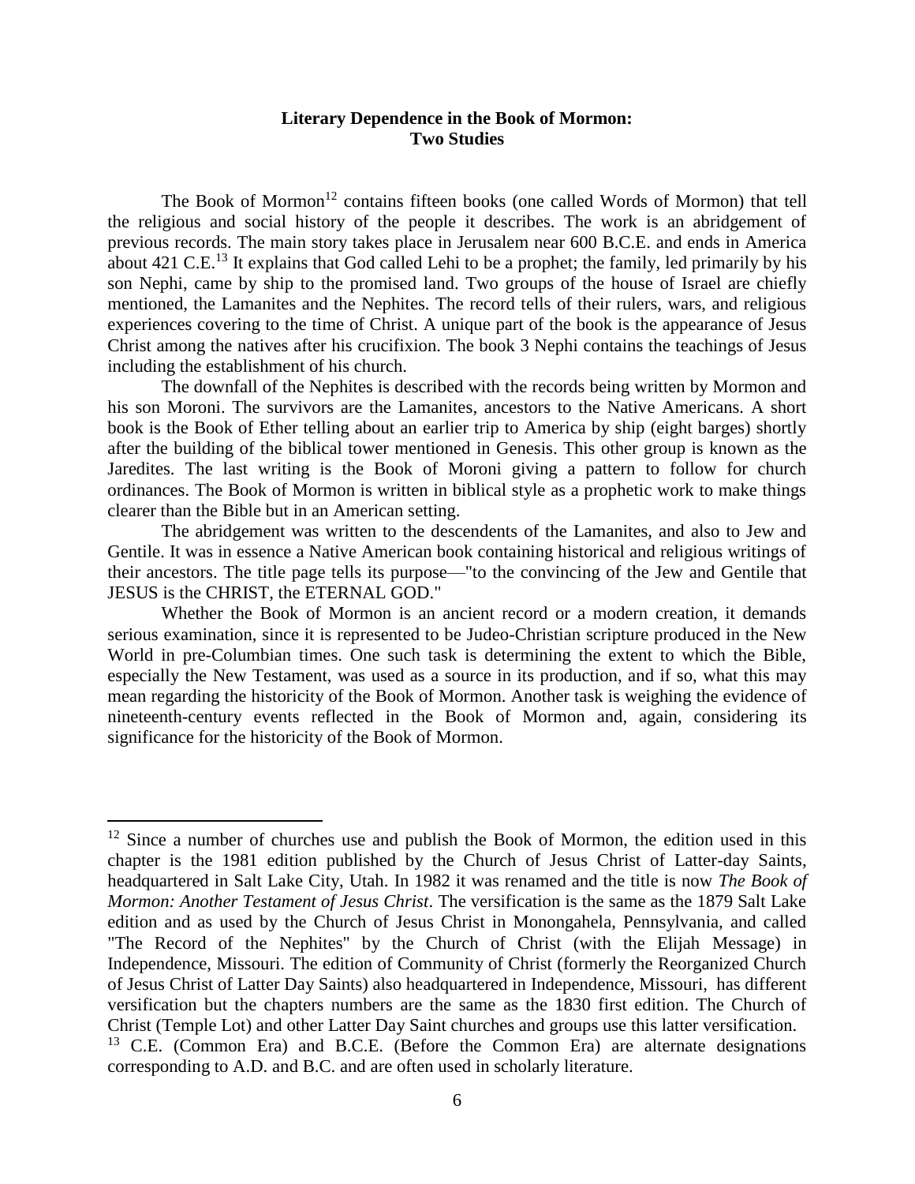**Literary Dependence in the Book of Mormon: Two Studies**

The Book of Mormon[12] contains fifteen books (one called Words of Mormon) that tell the religious and social history of the people it describes. The work is an abridgement of previous records. The main story takes place in Jerusalem near 600 B.C.E. and ends in America about 421 C.E.[13] It explains that God called Lehi to be a prophet; the family, led primarily by his son Nephi, came by ship to the promised land. Two groups of the house of Israel are chiefly mentioned, the Lamanites and the Nephites. The record tells of their rulers, wars, and religious experiences covering to the time of Christ. A unique part of the book is the appearance of Jesus Christ among the natives after his crucifixion. The book 3 Nephi contains the teachings of Jesus including the establishment of his church.

The downfall of the Nephites is described with the records being written by Mormon and his son Moroni. The survivors are the Lamanites, ancestors to the Native Americans. A short book is the Book of Ether telling about an earlier trip to America by ship (eight barges) shortly after the building of the biblical tower mentioned in Genesis. This other group is known as the Jaredites. The last writing is the Book of Moroni giving a pattern to follow for church ordinances. The Book of Mormon is written in biblical style as a prophetic work to make things clearer than the Bible but in an American setting.

The abridgement was written to the descendents of the Lamanites, and also to Jew and Gentile. It was in essence a Native American book containing historical and religious writings of their ancestors. The title page tells its purpose—"to the convincing of the Jew and Gentile that JESUS is the CHRIST, the ETERNAL GOD."

Whether the Book of Mormon is an ancient record or a modern creation, it demands serious examination, since it is represented to be Judeo-Christian scripture produced in the New World in pre-Columbian times. One such task is determining the extent to which the Bible, especially the New Testament, was used as a source in its production, and if so, what this may mean regarding the historicity of the Book of Mormon. Another task is weighing the evidence of nineteenth-century events reflected in the Book of Mormon and, again, considering its significance for the historicity of the Book of Mormon.

---

[12] Since a number of churches use and publish the Book of Mormon, the edition used in this chapter is the 1981 edition published by the Church of Jesus Christ of Latter-day Saints, headquartered in Salt Lake City, Utah. In 1982 it was renamed and the title is now *The Book of Mormon: Another Testament of Jesus Christ*. The versification is the same as the 1879 Salt Lake edition and as used by the Church of Jesus Christ in Monongahela, Pennsylvania, and called "The Record of the Nephites" by the Church of Christ (with the Elijah Message) in Independence, Missouri. The edition of Community of Christ (formerly the Reorganized Church of Jesus Christ of Latter Day Saints) also headquartered in Independence, Missouri, has different versification but the chapters numbers are the same as the 1830 first edition. The Church of Christ (Temple Lot) and other Latter Day Saint churches and groups use this latter versification.

[13] C.E. (Common Era) and B.C.E. (Before the Common Era) are alternate designations corresponding to A.D. and B.C. and are often used in scholarly literature.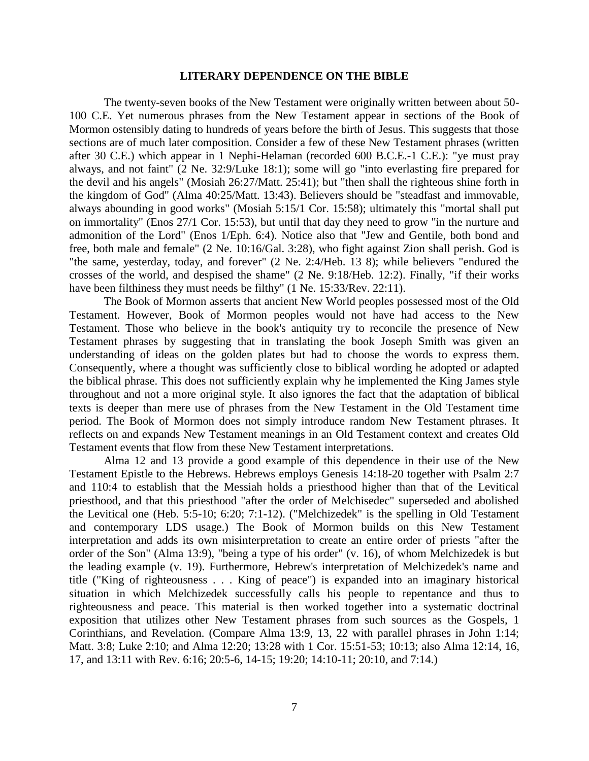## LITERARY DEPENDENCE ON THE BIBLE

The twenty-seven books of the New Testament were originally written between about 50-100 C.E. Yet numerous phrases from the New Testament appear in sections of the Book of Mormon ostensibly dating to hundreds of years before the birth of Jesus. This suggests that those sections are of much later composition. Consider a few of these New Testament phrases (written after 30 C.E.) which appear in 1 Nephi-Helaman (recorded 600 B.C.E.-1 C.E.): "ye must pray always, and not faint" (2 Ne. 32:9/Luke 18:1); some will go "into everlasting fire prepared for the devil and his angels" (Mosiah 26:27/Matt. 25:41); but "then shall the righteous shine forth in the kingdom of God" (Alma 40:25/Matt. 13:43). Believers should be "steadfast and immovable, always abounding in good works" (Mosiah 5:15/1 Cor. 15:58); ultimately this "mortal shall put on immortality" (Enos 27/1 Cor. 15:53), but until that day they need to grow "in the nurture and admonition of the Lord" (Enos 1/Eph. 6:4). Notice also that "Jew and Gentile, both bond and free, both male and female" (2 Ne. 10:16/Gal. 3:28), who fight against Zion shall perish. God is "the same, yesterday, today, and forever" (2 Ne. 2:4/Heb. 13 8); while believers "endured the crosses of the world, and despised the shame" (2 Ne. 9:18/Heb. 12:2). Finally, "if their works have been filthiness they must needs be filthy" (1 Ne. 15:33/Rev. 22:11).

The Book of Mormon asserts that ancient New World peoples possessed most of the Old Testament. However, Book of Mormon peoples would not have had access to the New Testament. Those who believe in the book's antiquity try to reconcile the presence of New Testament phrases by suggesting that in translating the book Joseph Smith was given an understanding of ideas on the golden plates but had to choose the words to express them. Consequently, where a thought was sufficiently close to biblical wording he adopted or adapted the biblical phrase. This does not sufficiently explain why he implemented the King James style throughout and not a more original style. It also ignores the fact that the adaptation of biblical texts is deeper than mere use of phrases from the New Testament in the Old Testament time period. The Book of Mormon does not simply introduce random New Testament phrases. It reflects on and expands New Testament meanings in an Old Testament context and creates Old Testament events that flow from these New Testament interpretations.

Alma 12 and 13 provide a good example of this dependence in their use of the New Testament Epistle to the Hebrews. Hebrews employs Genesis 14:18-20 together with Psalm 2:7 and 110:4 to establish that the Messiah holds a priesthood higher than that of the Levitical priesthood, and that this priesthood "after the order of Melchisedec" superseded and abolished the Levitical one (Heb. 5:5-10; 6:20; 7:1-12). ("Melchizedek" is the spelling in Old Testament and contemporary LDS usage.) The Book of Mormon builds on this New Testament interpretation and adds its own misinterpretation to create an entire order of priests "after the order of the Son" (Alma 13:9), "being a type of his order" (v. 16), of whom Melchizedek is but the leading example (v. 19). Furthermore, Hebrew's interpretation of Melchizedek's name and title ("King of righteousness . . . King of peace") is expanded into an imaginary historical situation in which Melchizedek successfully calls his people to repentance and thus to righteousness and peace. This material is then worked together into a systematic doctrinal exposition that utilizes other New Testament phrases from such sources as the Gospels, 1 Corinthians, and Revelation. (Compare Alma 13:9, 13, 22 with parallel phrases in John 1:14; Matt. 3:8; Luke 2:10; and Alma 12:20; 13:28 with 1 Cor. 15:51-53; 10:13; also Alma 12:14, 16, 17, and 13:11 with Rev. 6:16; 20:5-6, 14-15; 19:20; 14:10-11; 20:10, and 7:14.)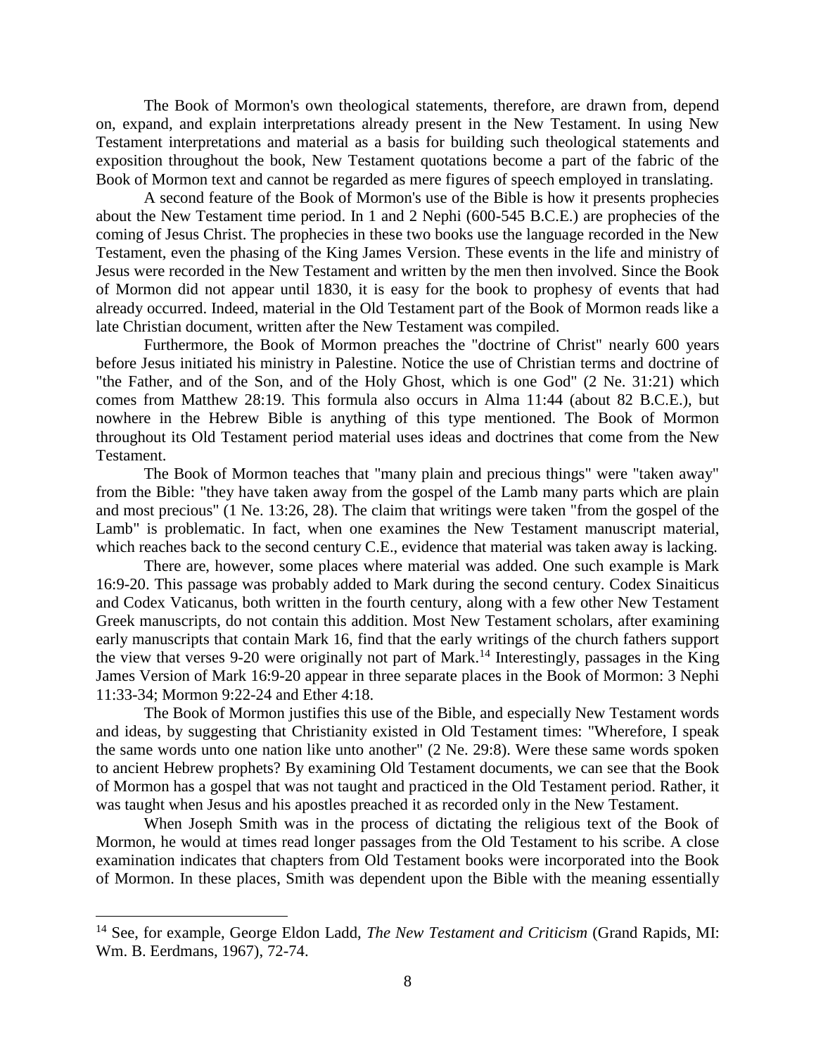The Book of Mormon's own theological statements, therefore, are drawn from, depend on, expand, and explain interpretations already present in the New Testament. In using New Testament interpretations and material as a basis for building such theological statements and exposition throughout the book, New Testament quotations become a part of the fabric of the Book of Mormon text and cannot be regarded as mere figures of speech employed in translating.

A second feature of the Book of Mormon's use of the Bible is how it presents prophecies about the New Testament time period. In 1 and 2 Nephi (600-545 B.C.E.) are prophecies of the coming of Jesus Christ. The prophecies in these two books use the language recorded in the New Testament, even the phasing of the King James Version. These events in the life and ministry of Jesus were recorded in the New Testament and written by the men then involved. Since the Book of Mormon did not appear until 1830, it is easy for the book to prophesy of events that had already occurred. Indeed, material in the Old Testament part of the Book of Mormon reads like a late Christian document, written after the New Testament was compiled.

Furthermore, the Book of Mormon preaches the "doctrine of Christ" nearly 600 years before Jesus initiated his ministry in Palestine. Notice the use of Christian terms and doctrine of "the Father, and of the Son, and of the Holy Ghost, which is one God" (2 Ne. 31:21) which comes from Matthew 28:19. This formula also occurs in Alma 11:44 (about 82 B.C.E.), but nowhere in the Hebrew Bible is anything of this type mentioned. The Book of Mormon throughout its Old Testament period material uses ideas and doctrines that come from the New Testament.

The Book of Mormon teaches that "many plain and precious things" were "taken away" from the Bible: "they have taken away from the gospel of the Lamb many parts which are plain and most precious" (1 Ne. 13:26, 28). The claim that writings were taken "from the gospel of the Lamb" is problematic. In fact, when one examines the New Testament manuscript material, which reaches back to the second century C.E., evidence that material was taken away is lacking.

There are, however, some places where material was added. One such example is Mark 16:9-20. This passage was probably added to Mark during the second century. Codex Sinaiticus and Codex Vaticanus, both written in the fourth century, along with a few other New Testament Greek manuscripts, do not contain this addition. Most New Testament scholars, after examining early manuscripts that contain Mark 16, find that the early writings of the church fathers support the view that verses 9-20 were originally not part of Mark.[14] Interestingly, passages in the King James Version of Mark 16:9-20 appear in three separate places in the Book of Mormon: 3 Nephi 11:33-34; Mormon 9:22-24 and Ether 4:18.

The Book of Mormon justifies this use of the Bible, and especially New Testament words and ideas, by suggesting that Christianity existed in Old Testament times: "Wherefore, I speak the same words unto one nation like unto another" (2 Ne. 29:8). Were these same words spoken to ancient Hebrew prophets? By examining Old Testament documents, we can see that the Book of Mormon has a gospel that was not taught and practiced in the Old Testament period. Rather, it was taught when Jesus and his apostles preached it as recorded only in the New Testament.

When Joseph Smith was in the process of dictating the religious text of the Book of Mormon, he would at times read longer passages from the Old Testament to his scribe. A close examination indicates that chapters from Old Testament books were incorporated into the Book of Mormon. In these places, Smith was dependent upon the Bible with the meaning essentially

---

[14] See, for example, George Eldon Ladd, *The New Testament and Criticism* (Grand Rapids, MI: Wm. B. Eerdmans, 1967), 72-74.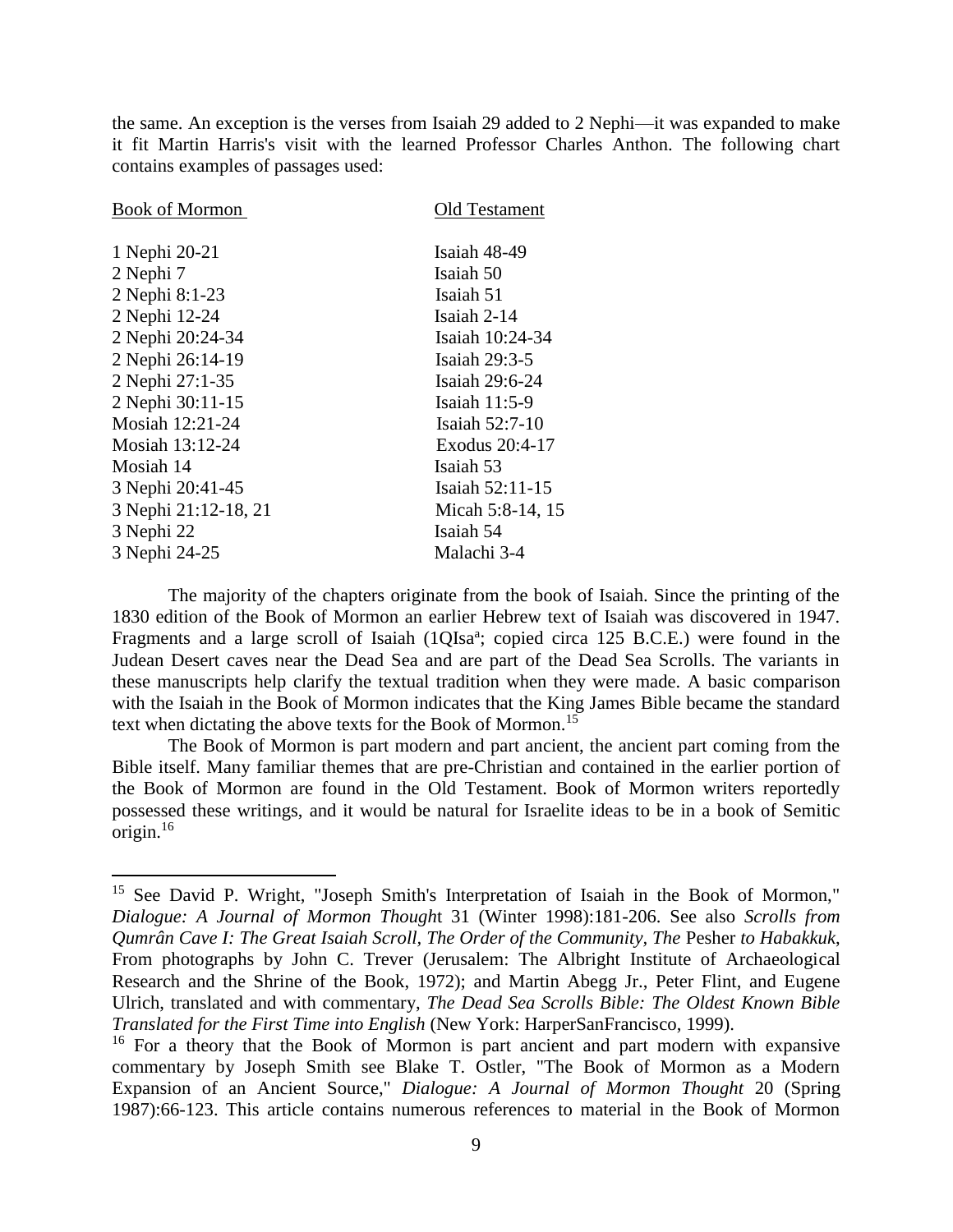the same. An exception is the verses from Isaiah 29 added to 2 Nephi—it was expanded to make it fit Martin Harris's visit with the learned Professor Charles Anthon. The following chart contains examples of passages used:

| Book of Mormon | Old Testament |
|---|---|
| 1 Nephi 20-21 | Isaiah 48-49 |
| 2 Nephi 7 | Isaiah 50 |
| 2 Nephi 8:1-23 | Isaiah 51 |
| 2 Nephi 12-24 | Isaiah 2-14 |
| 2 Nephi 20:24-34 | Isaiah 10:24-34 |
| 2 Nephi 26:14-19 | Isaiah 29:3-5 |
| 2 Nephi 27:1-35 | Isaiah 29:6-24 |
| 2 Nephi 30:11-15 | Isaiah 11:5-9 |
| Mosiah 12:21-24 | Isaiah 52:7-10 |
| Mosiah 13:12-24 | Exodus 20:4-17 |
| Mosiah 14 | Isaiah 53 |
| 3 Nephi 20:41-45 | Isaiah 52:11-15 |
| 3 Nephi 21:12-18, 21 | Micah 5:8-14, 15 |
| 3 Nephi 22 | Isaiah 54 |
| 3 Nephi 24-25 | Malachi 3-4 |

The majority of the chapters originate from the book of Isaiah. Since the printing of the 1830 edition of the Book of Mormon an earlier Hebrew text of Isaiah was discovered in 1947. Fragments and a large scroll of Isaiah (1QIsa[a]; copied circa 125 B.C.E.) were found in the Judean Desert caves near the Dead Sea and are part of the Dead Sea Scrolls. The variants in these manuscripts help clarify the textual tradition when they were made. A basic comparison with the Isaiah in the Book of Mormon indicates that the King James Bible became the standard text when dictating the above texts for the Book of Mormon.[15]

The Book of Mormon is part modern and part ancient, the ancient part coming from the Bible itself. Many familiar themes that are pre-Christian and contained in the earlier portion of the Book of Mormon are found in the Old Testament. Book of Mormon writers reportedly possessed these writings, and it would be natural for Israelite ideas to be in a book of Semitic origin.[16]

---

[15] See David P. Wright, "Joseph Smith's Interpretation of Isaiah in the Book of Mormon," *Dialogue: A Journal of Mormon Thought* 31 (Winter 1998):181-206. See also *Scrolls from Qumrân Cave I: The Great Isaiah Scroll, The Order of the Community, The* Pesher *to Habakkuk*, From photographs by John C. Trever (Jerusalem: The Albright Institute of Archaeological Research and the Shrine of the Book, 1972); and Martin Abegg Jr., Peter Flint, and Eugene Ulrich, translated and with commentary, *The Dead Sea Scrolls Bible: The Oldest Known Bible Translated for the First Time into English* (New York: HarperSanFrancisco, 1999).

[16] For a theory that the Book of Mormon is part ancient and part modern with expansive commentary by Joseph Smith see Blake T. Ostler, "The Book of Mormon as a Modern Expansion of an Ancient Source," *Dialogue: A Journal of Mormon Thought* 20 (Spring 1987):66-123. This article contains numerous references to material in the Book of Mormon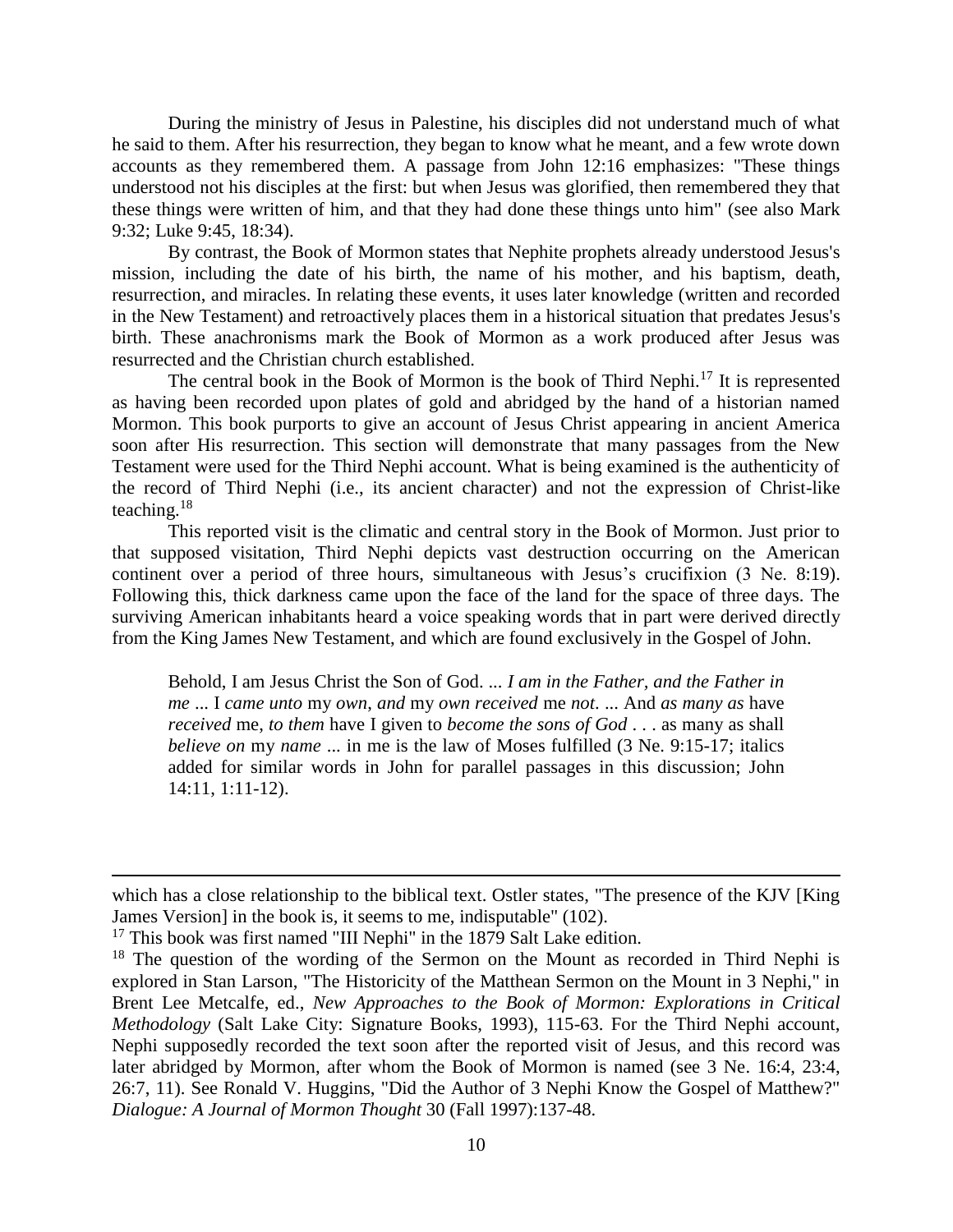During the ministry of Jesus in Palestine, his disciples did not understand much of what he said to them. After his resurrection, they began to know what he meant, and a few wrote down accounts as they remembered them. A passage from John 12:16 emphasizes: "These things understood not his disciples at the first: but when Jesus was glorified, then remembered they that these things were written of him, and that they had done these things unto him" (see also Mark 9:32; Luke 9:45, 18:34).

By contrast, the Book of Mormon states that Nephite prophets already understood Jesus's mission, including the date of his birth, the name of his mother, and his baptism, death, resurrection, and miracles. In relating these events, it uses later knowledge (written and recorded in the New Testament) and retroactively places them in a historical situation that predates Jesus's birth. These anachronisms mark the Book of Mormon as a work produced after Jesus was resurrected and the Christian church established.

The central book in the Book of Mormon is the book of Third Nephi.[17] It is represented as having been recorded upon plates of gold and abridged by the hand of a historian named Mormon. This book purports to give an account of Jesus Christ appearing in ancient America soon after His resurrection. This section will demonstrate that many passages from the New Testament were used for the Third Nephi account. What is being examined is the authenticity of the record of Third Nephi (i.e., its ancient character) and not the expression of Christ-like teaching.[18]

This reported visit is the climatic and central story in the Book of Mormon. Just prior to that supposed visitation, Third Nephi depicts vast destruction occurring on the American continent over a period of three hours, simultaneous with Jesus's crucifixion (3 Ne. 8:19). Following this, thick darkness came upon the face of the land for the space of three days. The surviving American inhabitants heard a voice speaking words that in part were derived directly from the King James New Testament, and which are found exclusively in the Gospel of John.

> Behold, I am Jesus Christ the Son of God. ... *I am in the Father, and the Father in me* ... I *came unto* my *own, and* my *own received* me *not*. ... And *as many as* have *received* me, *to them* have I given to *become the sons of God* . . . as many as shall *believe on* my *name* ... in me is the law of Moses fulfilled (3 Ne. 9:15-17; italics added for similar words in John for parallel passages in this discussion; John 14:11, 1:11-12).

---

which has a close relationship to the biblical text. Ostler states, "The presence of the KJV [King James Version] in the book is, it seems to me, indisputable" (102).

[17] This book was first named "III Nephi" in the 1879 Salt Lake edition.

[18] The question of the wording of the Sermon on the Mount as recorded in Third Nephi is explored in Stan Larson, "The Historicity of the Matthean Sermon on the Mount in 3 Nephi," in Brent Lee Metcalfe, ed., *New Approaches to the Book of Mormon: Explorations in Critical Methodology* (Salt Lake City: Signature Books, 1993), 115-63. For the Third Nephi account, Nephi supposedly recorded the text soon after the reported visit of Jesus, and this record was later abridged by Mormon, after whom the Book of Mormon is named (see 3 Ne. 16:4, 23:4, 26:7, 11). See Ronald V. Huggins, "Did the Author of 3 Nephi Know the Gospel of Matthew?" *Dialogue: A Journal of Mormon Thought* 30 (Fall 1997):137-48.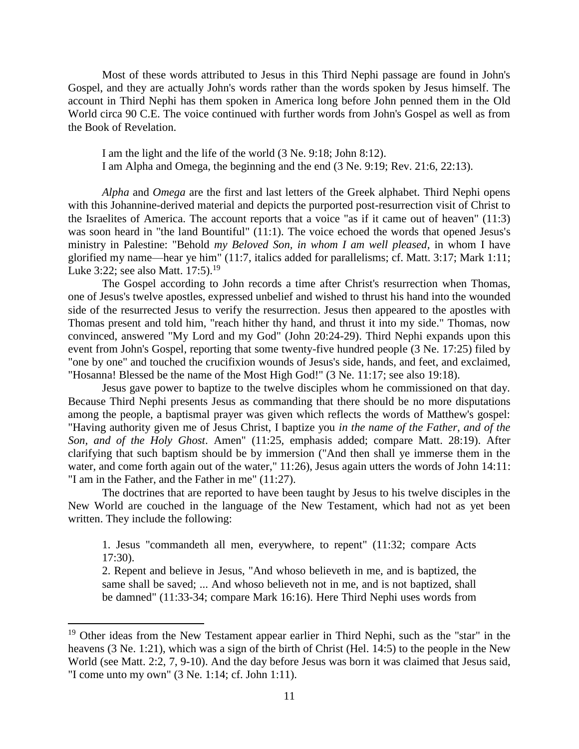Most of these words attributed to Jesus in this Third Nephi passage are found in John's Gospel, and they are actually John's words rather than the words spoken by Jesus himself. The account in Third Nephi has them spoken in America long before John penned them in the Old World circa 90 C.E. The voice continued with further words from John's Gospel as well as from the Book of Revelation.

> I am the light and the life of the world (3 Ne. 9:18; John 8:12).
> I am Alpha and Omega, the beginning and the end (3 Ne. 9:19; Rev. 21:6, 22:13).

*Alpha* and *Omega* are the first and last letters of the Greek alphabet. Third Nephi opens with this Johannine-derived material and depicts the purported post-resurrection visit of Christ to the Israelites of America. The account reports that a voice "as if it came out of heaven" (11:3) was soon heard in "the land Bountiful" (11:1). The voice echoed the words that opened Jesus's ministry in Palestine: "Behold *my Beloved Son, in whom I am well pleased*, in whom I have glorified my name—hear ye him" (11:7, italics added for parallelisms; cf. Matt. 3:17; Mark 1:11; Luke 3:22; see also Matt. 17:5).[19]

The Gospel according to John records a time after Christ's resurrection when Thomas, one of Jesus's twelve apostles, expressed unbelief and wished to thrust his hand into the wounded side of the resurrected Jesus to verify the resurrection. Jesus then appeared to the apostles with Thomas present and told him, "reach hither thy hand, and thrust it into my side." Thomas, now convinced, answered "My Lord and my God" (John 20:24-29). Third Nephi expands upon this event from John's Gospel, reporting that some twenty-five hundred people (3 Ne. 17:25) filed by "one by one" and touched the crucifixion wounds of Jesus's side, hands, and feet, and exclaimed, "Hosanna! Blessed be the name of the Most High God!" (3 Ne. 11:17; see also 19:18).

Jesus gave power to baptize to the twelve disciples whom he commissioned on that day. Because Third Nephi presents Jesus as commanding that there should be no more disputations among the people, a baptismal prayer was given which reflects the words of Matthew's gospel: "Having authority given me of Jesus Christ, I baptize you *in the name of the Father, and of the Son, and of the Holy Ghost*. Amen" (11:25, emphasis added; compare Matt. 28:19). After clarifying that such baptism should be by immersion ("And then shall ye immerse them in the water, and come forth again out of the water," 11:26), Jesus again utters the words of John 14:11: "I am in the Father, and the Father in me" (11:27).

The doctrines that are reported to have been taught by Jesus to his twelve disciples in the New World are couched in the language of the New Testament, which had not as yet been written. They include the following:

> 1. Jesus "commandeth all men, everywhere, to repent" (11:32; compare Acts 17:30).
> 2. Repent and believe in Jesus, "And whoso believeth in me, and is baptized, the same shall be saved; ... And whoso believeth not in me, and is not baptized, shall be damned" (11:33-34; compare Mark 16:16). Here Third Nephi uses words from

[19] Other ideas from the New Testament appear earlier in Third Nephi, such as the "star" in the heavens (3 Ne. 1:21), which was a sign of the birth of Christ (Hel. 14:5) to the people in the New World (see Matt. 2:2, 7, 9-10). And the day before Jesus was born it was claimed that Jesus said, "I come unto my own" (3 Ne. 1:14; cf. John 1:11).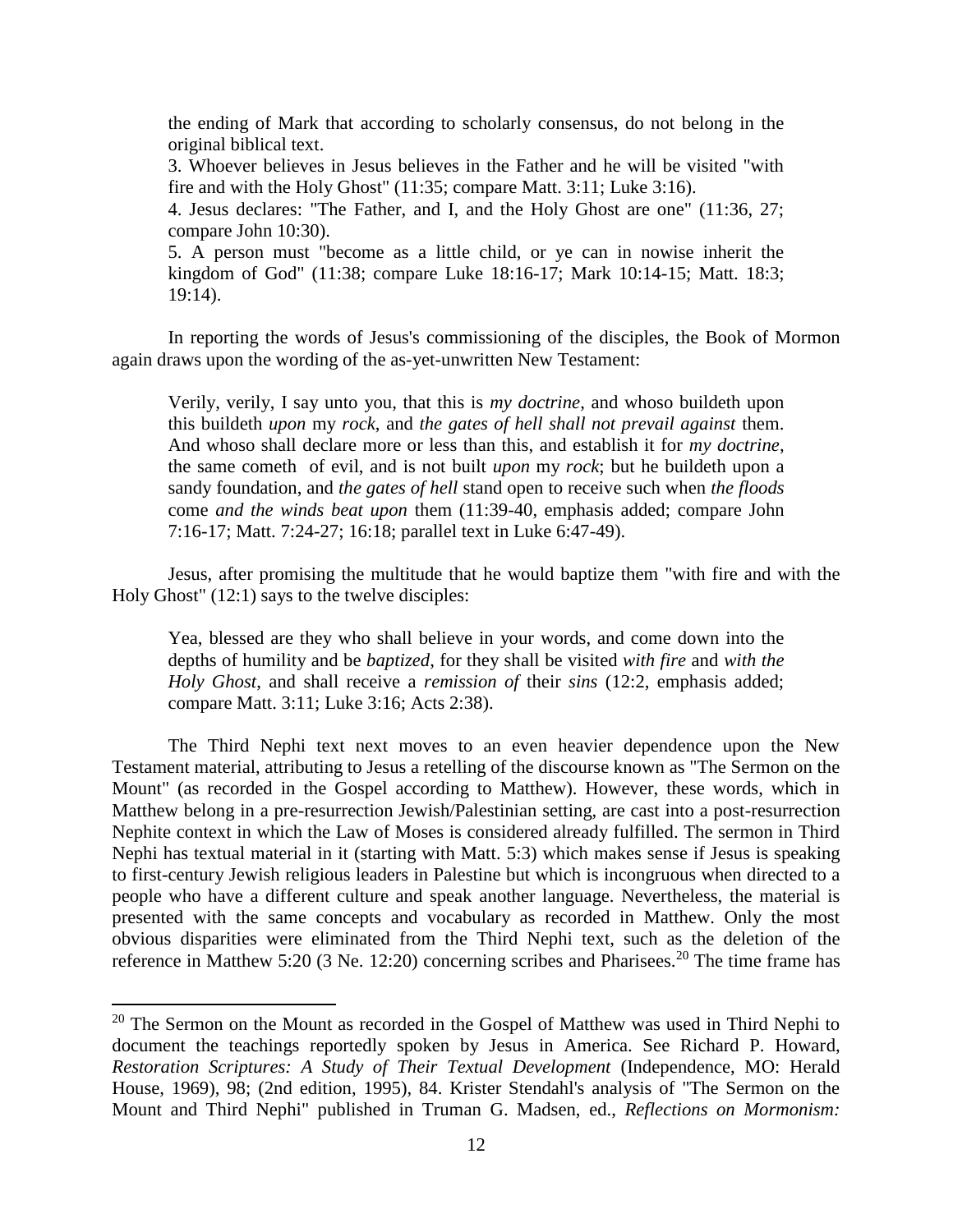the ending of Mark that according to scholarly consensus, do not belong in the original biblical text.

3. Whoever believes in Jesus believes in the Father and he will be visited "with fire and with the Holy Ghost" (11:35; compare Matt. 3:11; Luke 3:16).

4. Jesus declares: "The Father, and I, and the Holy Ghost are one" (11:36, 27; compare John 10:30).

5. A person must "become as a little child, or ye can in nowise inherit the kingdom of God" (11:38; compare Luke 18:16-17; Mark 10:14-15; Matt. 18:3; 19:14).

In reporting the words of Jesus's commissioning of the disciples, the Book of Mormon again draws upon the wording of the as-yet-unwritten New Testament:

> Verily, verily, I say unto you, that this is *my doctrine*, and whoso buildeth upon this buildeth *upon* my *rock*, and *the gates of hell shall not prevail against* them. And whoso shall declare more or less than this, and establish it for *my doctrine*, the same cometh of evil, and is not built *upon* my *rock*; but he buildeth upon a sandy foundation, and *the gates of hell* stand open to receive such when *the floods* come *and the winds beat upon* them (11:39-40, emphasis added; compare John 7:16-17; Matt. 7:24-27; 16:18; parallel text in Luke 6:47-49).

Jesus, after promising the multitude that he would baptize them "with fire and with the Holy Ghost" (12:1) says to the twelve disciples:

> Yea, blessed are they who shall believe in your words, and come down into the depths of humility and be *baptized*, for they shall be visited *with fire* and *with the Holy Ghost*, and shall receive a *remission of* their *sins* (12:2, emphasis added; compare Matt. 3:11; Luke 3:16; Acts 2:38).

The Third Nephi text next moves to an even heavier dependence upon the New Testament material, attributing to Jesus a retelling of the discourse known as "The Sermon on the Mount" (as recorded in the Gospel according to Matthew). However, these words, which in Matthew belong in a pre-resurrection Jewish/Palestinian setting, are cast into a post-resurrection Nephite context in which the Law of Moses is considered already fulfilled. The sermon in Third Nephi has textual material in it (starting with Matt. 5:3) which makes sense if Jesus is speaking to first-century Jewish religious leaders in Palestine but which is incongruous when directed to a people who have a different culture and speak another language. Nevertheless, the material is presented with the same concepts and vocabulary as recorded in Matthew. Only the most obvious disparities were eliminated from the Third Nephi text, such as the deletion of the reference in Matthew 5:20 (3 Ne. 12:20) concerning scribes and Pharisees.[20] The time frame has

[20] The Sermon on the Mount as recorded in the Gospel of Matthew was used in Third Nephi to document the teachings reportedly spoken by Jesus in America. See Richard P. Howard, *Restoration Scriptures: A Study of Their Textual Development* (Independence, MO: Herald House, 1969), 98; (2nd edition, 1995), 84. Krister Stendahl's analysis of "The Sermon on the Mount and Third Nephi" published in Truman G. Madsen, ed., *Reflections on Mormonism:*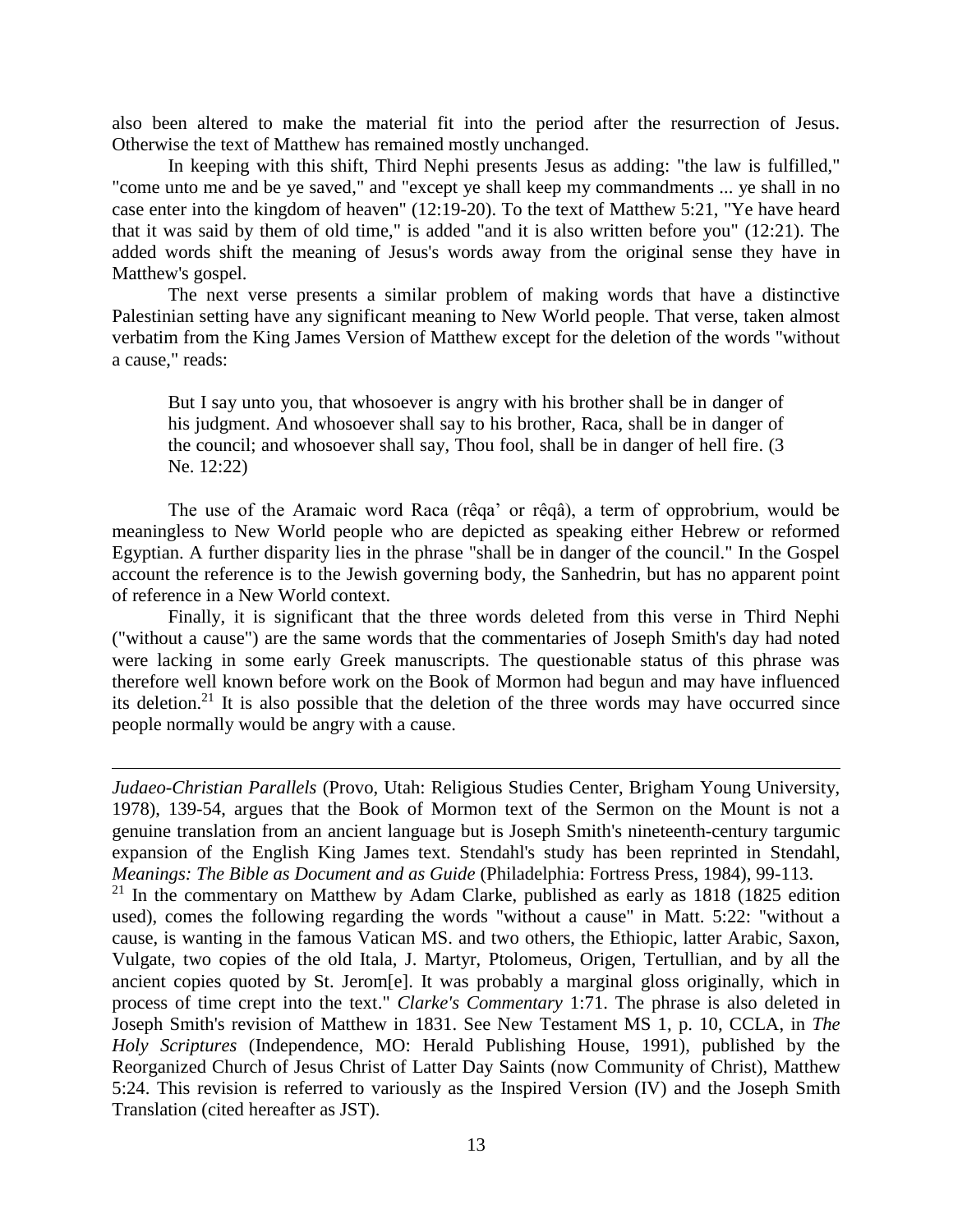also been altered to make the material fit into the period after the resurrection of Jesus. Otherwise the text of Matthew has remained mostly unchanged.

In keeping with this shift, Third Nephi presents Jesus as adding: "the law is fulfilled," "come unto me and be ye saved," and "except ye shall keep my commandments ... ye shall in no case enter into the kingdom of heaven" (12:19-20). To the text of Matthew 5:21, "Ye have heard that it was said by them of old time," is added "and it is also written before you" (12:21). The added words shift the meaning of Jesus's words away from the original sense they have in Matthew's gospel.

The next verse presents a similar problem of making words that have a distinctive Palestinian setting have any significant meaning to New World people. That verse, taken almost verbatim from the King James Version of Matthew except for the deletion of the words "without a cause," reads:

> But I say unto you, that whosoever is angry with his brother shall be in danger of his judgment. And whosoever shall say to his brother, Raca, shall be in danger of the council; and whosoever shall say, Thou fool, shall be in danger of hell fire. (3 Ne. 12:22)

The use of the Aramaic word Raca (rêqa' or rêqâ), a term of opprobrium, would be meaningless to New World people who are depicted as speaking either Hebrew or reformed Egyptian. A further disparity lies in the phrase "shall be in danger of the council." In the Gospel account the reference is to the Jewish governing body, the Sanhedrin, but has no apparent point of reference in a New World context.

Finally, it is significant that the three words deleted from this verse in Third Nephi ("without a cause") are the same words that the commentaries of Joseph Smith's day had noted were lacking in some early Greek manuscripts. The questionable status of this phrase was therefore well known before work on the Book of Mormon had begun and may have influenced its deletion.[21] It is also possible that the deletion of the three words may have occurred since people normally would be angry with a cause.

---

*Judaeo-Christian Parallels* (Provo, Utah: Religious Studies Center, Brigham Young University, 1978), 139-54, argues that the Book of Mormon text of the Sermon on the Mount is not a genuine translation from an ancient language but is Joseph Smith's nineteenth-century targumic expansion of the English King James text. Stendahl's study has been reprinted in Stendahl, *Meanings: The Bible as Document and as Guide* (Philadelphia: Fortress Press, 1984), 99-113.

[21] In the commentary on Matthew by Adam Clarke, published as early as 1818 (1825 edition used), comes the following regarding the words "without a cause" in Matt. 5:22: "without a cause, is wanting in the famous Vatican MS. and two others, the Ethiopic, latter Arabic, Saxon, Vulgate, two copies of the old Itala, J. Martyr, Ptolomeus, Origen, Tertullian, and by all the ancient copies quoted by St. Jerom[e]. It was probably a marginal gloss originally, which in process of time crept into the text." *Clarke's Commentary* 1:71. The phrase is also deleted in Joseph Smith's revision of Matthew in 1831. See New Testament MS 1, p. 10, CCLA, in *The Holy Scriptures* (Independence, MO: Herald Publishing House, 1991), published by the Reorganized Church of Jesus Christ of Latter Day Saints (now Community of Christ), Matthew 5:24. This revision is referred to variously as the Inspired Version (IV) and the Joseph Smith Translation (cited hereafter as JST).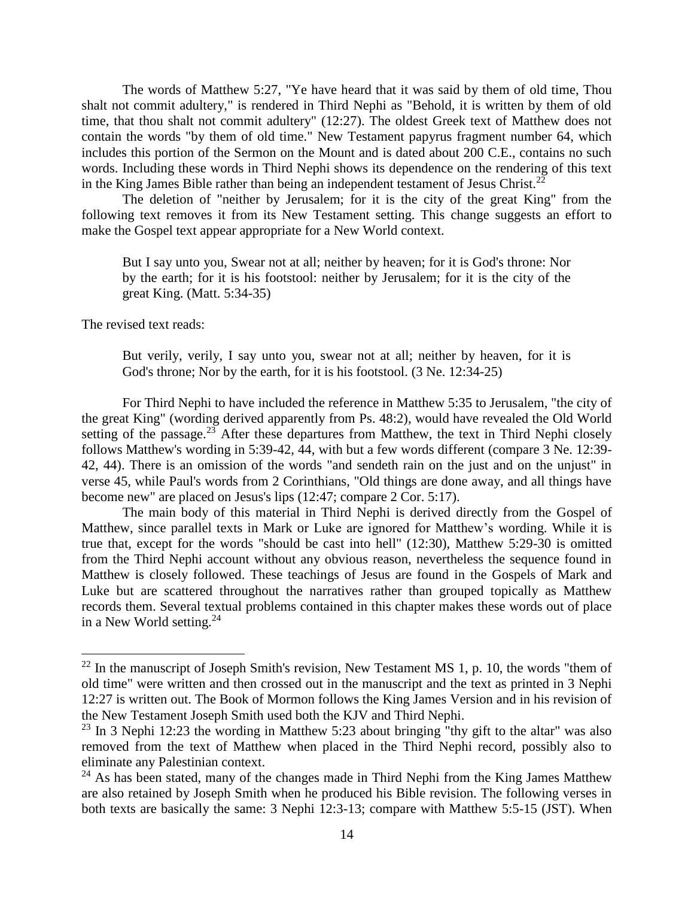The words of Matthew 5:27, "Ye have heard that it was said by them of old time, Thou shalt not commit adultery," is rendered in Third Nephi as "Behold, it is written by them of old time, that thou shalt not commit adultery" (12:27). The oldest Greek text of Matthew does not contain the words "by them of old time." New Testament papyrus fragment number 64, which includes this portion of the Sermon on the Mount and is dated about 200 C.E., contains no such words. Including these words in Third Nephi shows its dependence on the rendering of this text in the King James Bible rather than being an independent testament of Jesus Christ.[22]

The deletion of "neither by Jerusalem; for it is the city of the great King" from the following text removes it from its New Testament setting. This change suggests an effort to make the Gospel text appear appropriate for a New World context.

> But I say unto you, Swear not at all; neither by heaven; for it is God's throne: Nor by the earth; for it is his footstool: neither by Jerusalem; for it is the city of the great King. (Matt. 5:34-35)

The revised text reads:

> But verily, verily, I say unto you, swear not at all; neither by heaven, for it is God's throne; Nor by the earth, for it is his footstool. (3 Ne. 12:34-25)

For Third Nephi to have included the reference in Matthew 5:35 to Jerusalem, "the city of the great King" (wording derived apparently from Ps. 48:2), would have revealed the Old World setting of the passage.[23] After these departures from Matthew, the text in Third Nephi closely follows Matthew's wording in 5:39-42, 44, with but a few words different (compare 3 Ne. 12:39-42, 44). There is an omission of the words "and sendeth rain on the just and on the unjust" in verse 45, while Paul's words from 2 Corinthians, "Old things are done away, and all things have become new" are placed on Jesus's lips (12:47; compare 2 Cor. 5:17).

The main body of this material in Third Nephi is derived directly from the Gospel of Matthew, since parallel texts in Mark or Luke are ignored for Matthew's wording. While it is true that, except for the words "should be cast into hell" (12:30), Matthew 5:29-30 is omitted from the Third Nephi account without any obvious reason, nevertheless the sequence found in Matthew is closely followed. These teachings of Jesus are found in the Gospels of Mark and Luke but are scattered throughout the narratives rather than grouped topically as Matthew records them. Several textual problems contained in this chapter makes these words out of place in a New World setting.[24]

---

[22] In the manuscript of Joseph Smith's revision, New Testament MS 1, p. 10, the words "them of old time" were written and then crossed out in the manuscript and the text as printed in 3 Nephi 12:27 is written out. The Book of Mormon follows the King James Version and in his revision of the New Testament Joseph Smith used both the KJV and Third Nephi.

[23] In 3 Nephi 12:23 the wording in Matthew 5:23 about bringing "thy gift to the altar" was also removed from the text of Matthew when placed in the Third Nephi record, possibly also to eliminate any Palestinian context.

[24] As has been stated, many of the changes made in Third Nephi from the King James Matthew are also retained by Joseph Smith when he produced his Bible revision. The following verses in both texts are basically the same: 3 Nephi 12:3-13; compare with Matthew 5:5-15 (JST). When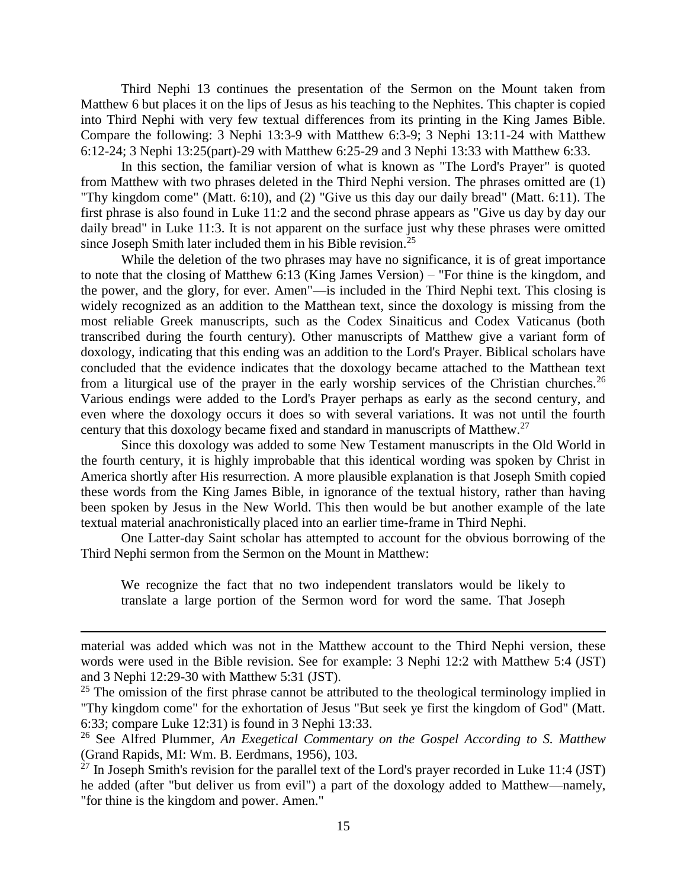Third Nephi 13 continues the presentation of the Sermon on the Mount taken from Matthew 6 but places it on the lips of Jesus as his teaching to the Nephites. This chapter is copied into Third Nephi with very few textual differences from its printing in the King James Bible. Compare the following: 3 Nephi 13:3-9 with Matthew 6:3-9; 3 Nephi 13:11-24 with Matthew 6:12-24; 3 Nephi 13:25(part)-29 with Matthew 6:25-29 and 3 Nephi 13:33 with Matthew 6:33.

In this section, the familiar version of what is known as "The Lord's Prayer" is quoted from Matthew with two phrases deleted in the Third Nephi version. The phrases omitted are (1) "Thy kingdom come" (Matt. 6:10), and (2) "Give us this day our daily bread" (Matt. 6:11). The first phrase is also found in Luke 11:2 and the second phrase appears as "Give us day by day our daily bread" in Luke 11:3. It is not apparent on the surface just why these phrases were omitted since Joseph Smith later included them in his Bible revision.[25]

While the deletion of the two phrases may have no significance, it is of great importance to note that the closing of Matthew 6:13 (King James Version) – "For thine is the kingdom, and the power, and the glory, for ever. Amen"—is included in the Third Nephi text. This closing is widely recognized as an addition to the Matthean text, since the doxology is missing from the most reliable Greek manuscripts, such as the Codex Sinaiticus and Codex Vaticanus (both transcribed during the fourth century). Other manuscripts of Matthew give a variant form of doxology, indicating that this ending was an addition to the Lord's Prayer. Biblical scholars have concluded that the evidence indicates that the doxology became attached to the Matthean text from a liturgical use of the prayer in the early worship services of the Christian churches.[26] Various endings were added to the Lord's Prayer perhaps as early as the second century, and even where the doxology occurs it does so with several variations. It was not until the fourth century that this doxology became fixed and standard in manuscripts of Matthew.[27]

Since this doxology was added to some New Testament manuscripts in the Old World in the fourth century, it is highly improbable that this identical wording was spoken by Christ in America shortly after His resurrection. A more plausible explanation is that Joseph Smith copied these words from the King James Bible, in ignorance of the textual history, rather than having been spoken by Jesus in the New World. This then would be but another example of the late textual material anachronistically placed into an earlier time-frame in Third Nephi.

One Latter-day Saint scholar has attempted to account for the obvious borrowing of the Third Nephi sermon from the Sermon on the Mount in Matthew:

> We recognize the fact that no two independent translators would be likely to translate a large portion of the Sermon word for word the same. That Joseph

---

material was added which was not in the Matthew account to the Third Nephi version, these words were used in the Bible revision. See for example: 3 Nephi 12:2 with Matthew 5:4 (JST) and 3 Nephi 12:29-30 with Matthew 5:31 (JST).

[25] The omission of the first phrase cannot be attributed to the theological terminology implied in "Thy kingdom come" for the exhortation of Jesus "But seek ye first the kingdom of God" (Matt. 6:33; compare Luke 12:31) is found in 3 Nephi 13:33.

[26] See Alfred Plummer, *An Exegetical Commentary on the Gospel According to S. Matthew* (Grand Rapids, MI: Wm. B. Eerdmans, 1956), 103.

[27] In Joseph Smith's revision for the parallel text of the Lord's prayer recorded in Luke 11:4 (JST) he added (after "but deliver us from evil") a part of the doxology added to Matthew—namely, "for thine is the kingdom and power. Amen."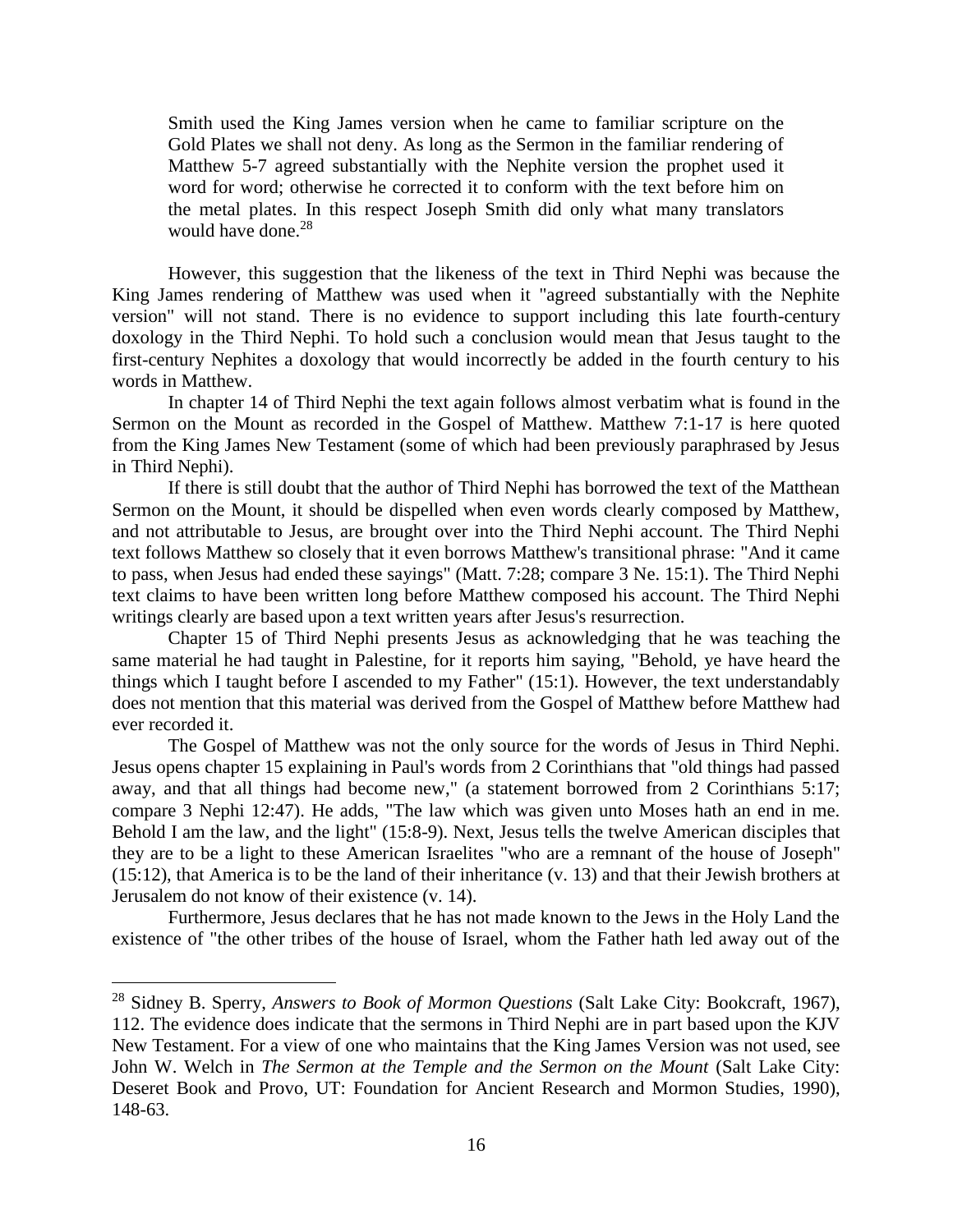> Smith used the King James version when he came to familiar scripture on the Gold Plates we shall not deny. As long as the Sermon in the familiar rendering of Matthew 5-7 agreed substantially with the Nephite version the prophet used it word for word; otherwise he corrected it to conform with the text before him on the metal plates. In this respect Joseph Smith did only what many translators would have done.[28]

However, this suggestion that the likeness of the text in Third Nephi was because the King James rendering of Matthew was used when it "agreed substantially with the Nephite version" will not stand. There is no evidence to support including this late fourth-century doxology in the Third Nephi. To hold such a conclusion would mean that Jesus taught to the first-century Nephites a doxology that would incorrectly be added in the fourth century to his words in Matthew.

In chapter 14 of Third Nephi the text again follows almost verbatim what is found in the Sermon on the Mount as recorded in the Gospel of Matthew. Matthew 7:1-17 is here quoted from the King James New Testament (some of which had been previously paraphrased by Jesus in Third Nephi).

If there is still doubt that the author of Third Nephi has borrowed the text of the Matthean Sermon on the Mount, it should be dispelled when even words clearly composed by Matthew, and not attributable to Jesus, are brought over into the Third Nephi account. The Third Nephi text follows Matthew so closely that it even borrows Matthew's transitional phrase: "And it came to pass, when Jesus had ended these sayings" (Matt. 7:28; compare 3 Ne. 15:1). The Third Nephi text claims to have been written long before Matthew composed his account. The Third Nephi writings clearly are based upon a text written years after Jesus's resurrection.

Chapter 15 of Third Nephi presents Jesus as acknowledging that he was teaching the same material he had taught in Palestine, for it reports him saying, "Behold, ye have heard the things which I taught before I ascended to my Father" (15:1). However, the text understandably does not mention that this material was derived from the Gospel of Matthew before Matthew had ever recorded it.

The Gospel of Matthew was not the only source for the words of Jesus in Third Nephi. Jesus opens chapter 15 explaining in Paul's words from 2 Corinthians that "old things had passed away, and that all things had become new," (a statement borrowed from 2 Corinthians 5:17; compare 3 Nephi 12:47). He adds, "The law which was given unto Moses hath an end in me. Behold I am the law, and the light" (15:8-9). Next, Jesus tells the twelve American disciples that they are to be a light to these American Israelites "who are a remnant of the house of Joseph" (15:12), that America is to be the land of their inheritance (v. 13) and that their Jewish brothers at Jerusalem do not know of their existence (v. 14).

Furthermore, Jesus declares that he has not made known to the Jews in the Holy Land the existence of "the other tribes of the house of Israel, whom the Father hath led away out of the

---

[28] Sidney B. Sperry, *Answers to Book of Mormon Questions* (Salt Lake City: Bookcraft, 1967), 112. The evidence does indicate that the sermons in Third Nephi are in part based upon the KJV New Testament. For a view of one who maintains that the King James Version was not used, see John W. Welch in *The Sermon at the Temple and the Sermon on the Mount* (Salt Lake City: Deseret Book and Provo, UT: Foundation for Ancient Research and Mormon Studies, 1990), 148-63.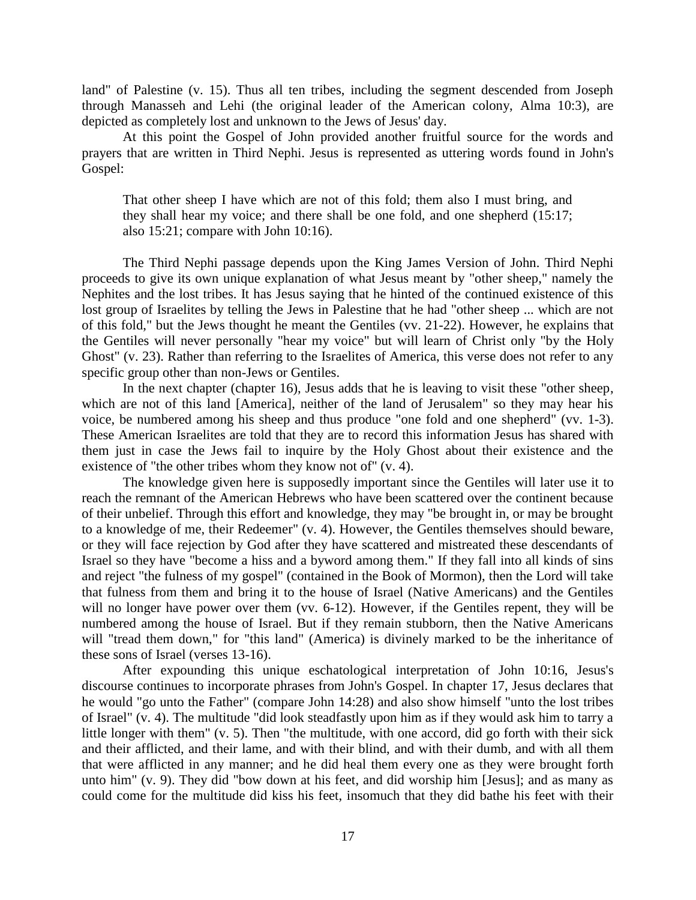land" of Palestine (v. 15). Thus all ten tribes, including the segment descended from Joseph through Manasseh and Lehi (the original leader of the American colony, Alma 10:3), are depicted as completely lost and unknown to the Jews of Jesus' day.

At this point the Gospel of John provided another fruitful source for the words and prayers that are written in Third Nephi. Jesus is represented as uttering words found in John's Gospel:

> That other sheep I have which are not of this fold; them also I must bring, and they shall hear my voice; and there shall be one fold, and one shepherd (15:17; also 15:21; compare with John 10:16).

The Third Nephi passage depends upon the King James Version of John. Third Nephi proceeds to give its own unique explanation of what Jesus meant by "other sheep," namely the Nephites and the lost tribes. It has Jesus saying that he hinted of the continued existence of this lost group of Israelites by telling the Jews in Palestine that he had "other sheep ... which are not of this fold," but the Jews thought he meant the Gentiles (vv. 21-22). However, he explains that the Gentiles will never personally "hear my voice" but will learn of Christ only "by the Holy Ghost" (v. 23). Rather than referring to the Israelites of America, this verse does not refer to any specific group other than non-Jews or Gentiles.

In the next chapter (chapter 16), Jesus adds that he is leaving to visit these "other sheep, which are not of this land [America], neither of the land of Jerusalem" so they may hear his voice, be numbered among his sheep and thus produce "one fold and one shepherd" (vv. 1-3). These American Israelites are told that they are to record this information Jesus has shared with them just in case the Jews fail to inquire by the Holy Ghost about their existence and the existence of "the other tribes whom they know not of" (v. 4).

The knowledge given here is supposedly important since the Gentiles will later use it to reach the remnant of the American Hebrews who have been scattered over the continent because of their unbelief. Through this effort and knowledge, they may "be brought in, or may be brought to a knowledge of me, their Redeemer" (v. 4). However, the Gentiles themselves should beware, or they will face rejection by God after they have scattered and mistreated these descendants of Israel so they have "become a hiss and a byword among them." If they fall into all kinds of sins and reject "the fulness of my gospel" (contained in the Book of Mormon), then the Lord will take that fulness from them and bring it to the house of Israel (Native Americans) and the Gentiles will no longer have power over them (vv. 6-12). However, if the Gentiles repent, they will be numbered among the house of Israel. But if they remain stubborn, then the Native Americans will "tread them down," for "this land" (America) is divinely marked to be the inheritance of these sons of Israel (verses 13-16).

After expounding this unique eschatological interpretation of John 10:16, Jesus's discourse continues to incorporate phrases from John's Gospel. In chapter 17, Jesus declares that he would "go unto the Father" (compare John 14:28) and also show himself "unto the lost tribes of Israel" (v. 4). The multitude "did look steadfastly upon him as if they would ask him to tarry a little longer with them" (v. 5). Then "the multitude, with one accord, did go forth with their sick and their afflicted, and their lame, and with their blind, and with their dumb, and with all them that were afflicted in any manner; and he did heal them every one as they were brought forth unto him" (v. 9). They did "bow down at his feet, and did worship him [Jesus]; and as many as could come for the multitude did kiss his feet, insomuch that they did bathe his feet with their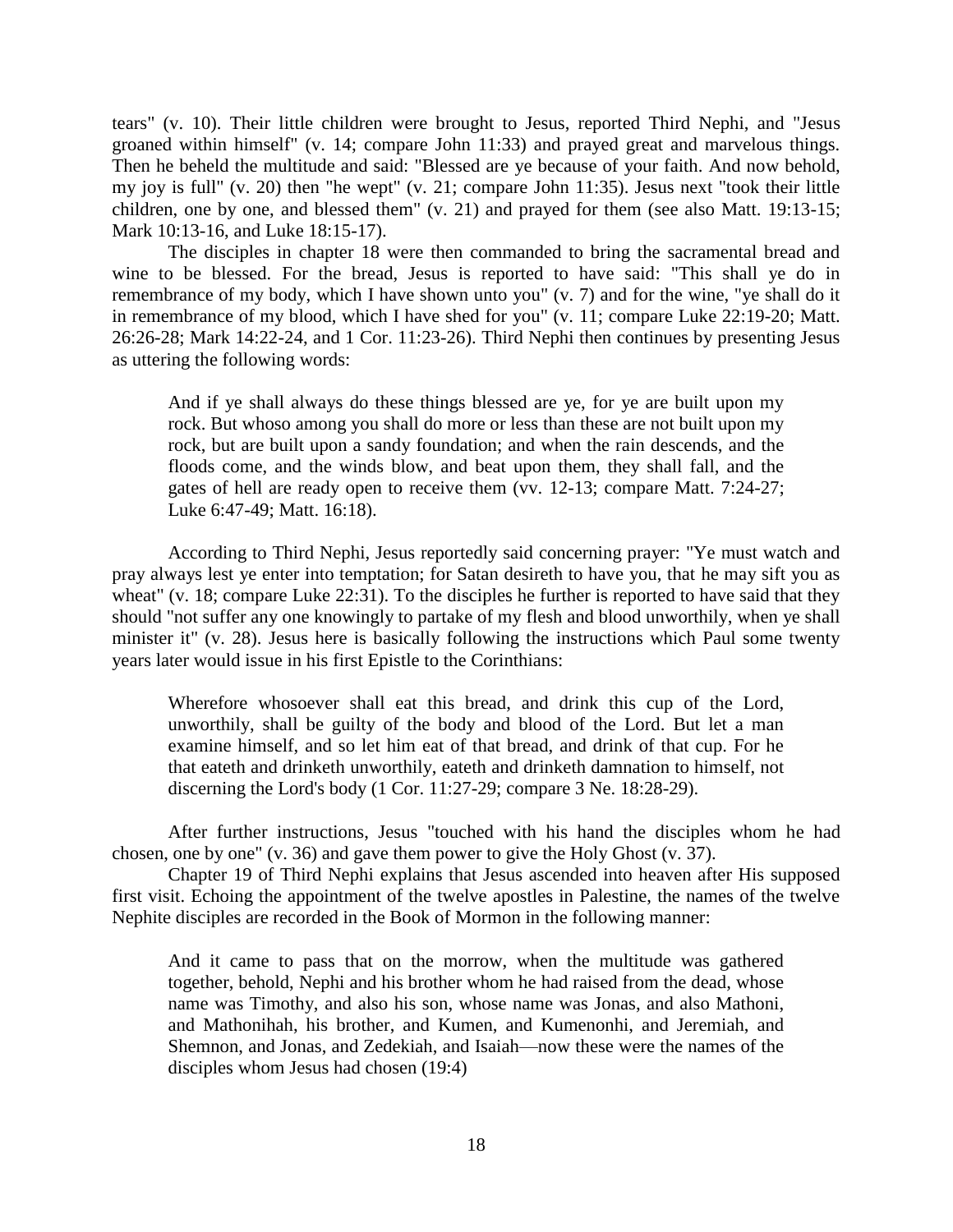tears" (v. 10). Their little children were brought to Jesus, reported Third Nephi, and "Jesus groaned within himself" (v. 14; compare John 11:33) and prayed great and marvelous things. Then he beheld the multitude and said: "Blessed are ye because of your faith. And now behold, my joy is full" (v. 20) then "he wept" (v. 21; compare John 11:35). Jesus next "took their little children, one by one, and blessed them" (v. 21) and prayed for them (see also Matt. 19:13-15; Mark 10:13-16, and Luke 18:15-17).

The disciples in chapter 18 were then commanded to bring the sacramental bread and wine to be blessed. For the bread, Jesus is reported to have said: "This shall ye do in remembrance of my body, which I have shown unto you" (v. 7) and for the wine, "ye shall do it in remembrance of my blood, which I have shed for you" (v. 11; compare Luke 22:19-20; Matt. 26:26-28; Mark 14:22-24, and 1 Cor. 11:23-26). Third Nephi then continues by presenting Jesus as uttering the following words:

> And if ye shall always do these things blessed are ye, for ye are built upon my rock. But whoso among you shall do more or less than these are not built upon my rock, but are built upon a sandy foundation; and when the rain descends, and the floods come, and the winds blow, and beat upon them, they shall fall, and the gates of hell are ready open to receive them (vv. 12-13; compare Matt. 7:24-27; Luke 6:47-49; Matt. 16:18).

According to Third Nephi, Jesus reportedly said concerning prayer: "Ye must watch and pray always lest ye enter into temptation; for Satan desireth to have you, that he may sift you as wheat" (v. 18; compare Luke 22:31). To the disciples he further is reported to have said that they should "not suffer any one knowingly to partake of my flesh and blood unworthily, when ye shall minister it" (v. 28). Jesus here is basically following the instructions which Paul some twenty years later would issue in his first Epistle to the Corinthians:

> Wherefore whosoever shall eat this bread, and drink this cup of the Lord, unworthily, shall be guilty of the body and blood of the Lord. But let a man examine himself, and so let him eat of that bread, and drink of that cup. For he that eateth and drinketh unworthily, eateth and drinketh damnation to himself, not discerning the Lord's body (1 Cor. 11:27-29; compare 3 Ne. 18:28-29).

After further instructions, Jesus "touched with his hand the disciples whom he had chosen, one by one" (v. 36) and gave them power to give the Holy Ghost (v. 37).

Chapter 19 of Third Nephi explains that Jesus ascended into heaven after His supposed first visit. Echoing the appointment of the twelve apostles in Palestine, the names of the twelve Nephite disciples are recorded in the Book of Mormon in the following manner:

> And it came to pass that on the morrow, when the multitude was gathered together, behold, Nephi and his brother whom he had raised from the dead, whose name was Timothy, and also his son, whose name was Jonas, and also Mathoni, and Mathonihah, his brother, and Kumen, and Kumenonhi, and Jeremiah, and Shemnon, and Jonas, and Zedekiah, and Isaiah—now these were the names of the disciples whom Jesus had chosen (19:4)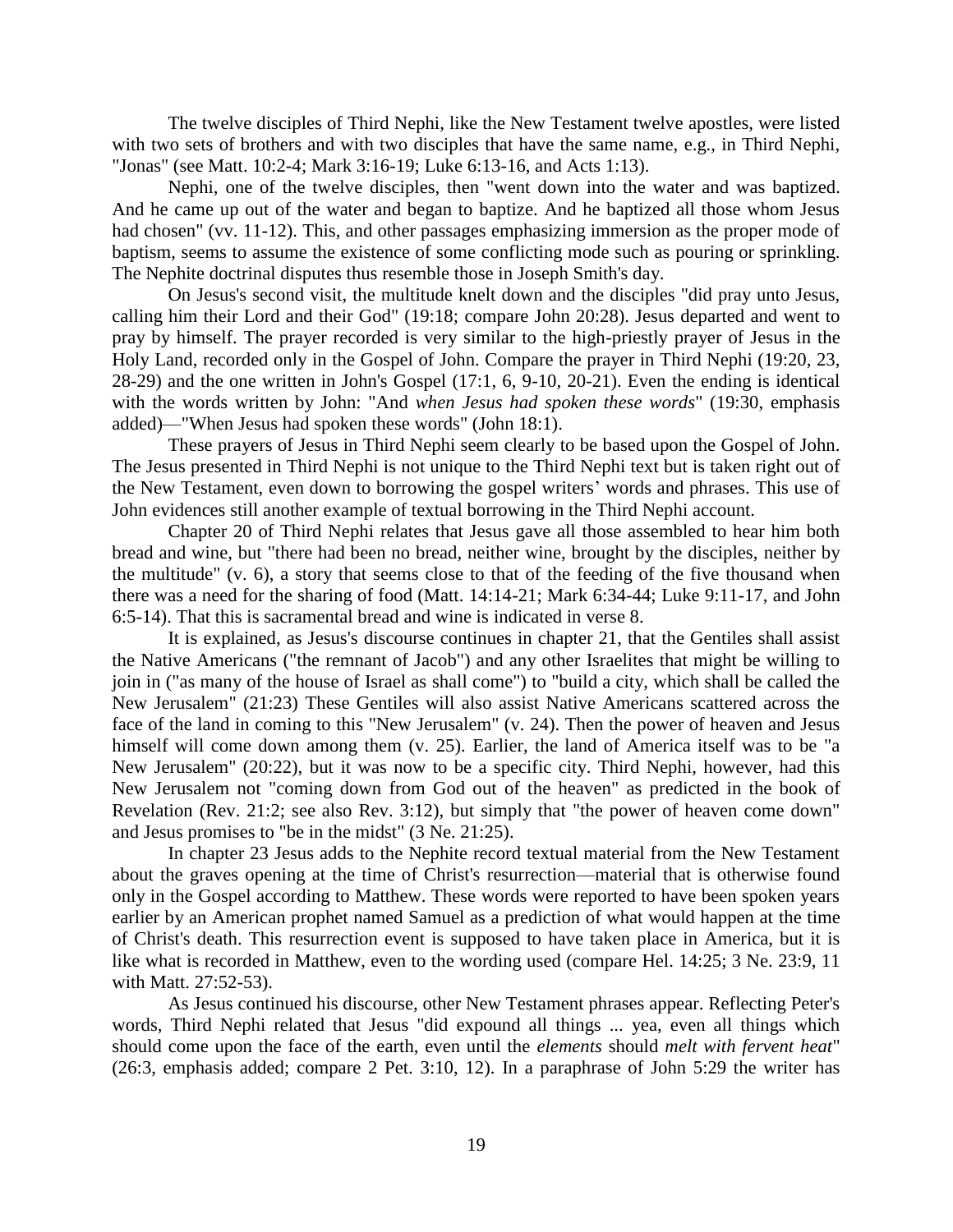The twelve disciples of Third Nephi, like the New Testament twelve apostles, were listed with two sets of brothers and with two disciples that have the same name, e.g., in Third Nephi, "Jonas" (see Matt. 10:2-4; Mark 3:16-19; Luke 6:13-16, and Acts 1:13).

Nephi, one of the twelve disciples, then "went down into the water and was baptized. And he came up out of the water and began to baptize. And he baptized all those whom Jesus had chosen" (vv. 11-12). This, and other passages emphasizing immersion as the proper mode of baptism, seems to assume the existence of some conflicting mode such as pouring or sprinkling. The Nephite doctrinal disputes thus resemble those in Joseph Smith's day.

On Jesus's second visit, the multitude knelt down and the disciples "did pray unto Jesus, calling him their Lord and their God" (19:18; compare John 20:28). Jesus departed and went to pray by himself. The prayer recorded is very similar to the high-priestly prayer of Jesus in the Holy Land, recorded only in the Gospel of John. Compare the prayer in Third Nephi (19:20, 23, 28-29) and the one written in John's Gospel (17:1, 6, 9-10, 20-21). Even the ending is identical with the words written by John: "And *when Jesus had spoken these words*" (19:30, emphasis added)—"When Jesus had spoken these words" (John 18:1).

These prayers of Jesus in Third Nephi seem clearly to be based upon the Gospel of John. The Jesus presented in Third Nephi is not unique to the Third Nephi text but is taken right out of the New Testament, even down to borrowing the gospel writers' words and phrases. This use of John evidences still another example of textual borrowing in the Third Nephi account.

Chapter 20 of Third Nephi relates that Jesus gave all those assembled to hear him both bread and wine, but "there had been no bread, neither wine, brought by the disciples, neither by the multitude" (v. 6), a story that seems close to that of the feeding of the five thousand when there was a need for the sharing of food (Matt. 14:14-21; Mark 6:34-44; Luke 9:11-17, and John 6:5-14). That this is sacramental bread and wine is indicated in verse 8.

It is explained, as Jesus's discourse continues in chapter 21, that the Gentiles shall assist the Native Americans ("the remnant of Jacob") and any other Israelites that might be willing to join in ("as many of the house of Israel as shall come") to "build a city, which shall be called the New Jerusalem" (21:23) These Gentiles will also assist Native Americans scattered across the face of the land in coming to this "New Jerusalem" (v. 24). Then the power of heaven and Jesus himself will come down among them (v. 25). Earlier, the land of America itself was to be "a New Jerusalem" (20:22), but it was now to be a specific city. Third Nephi, however, had this New Jerusalem not "coming down from God out of the heaven" as predicted in the book of Revelation (Rev. 21:2; see also Rev. 3:12), but simply that "the power of heaven come down" and Jesus promises to "be in the midst" (3 Ne. 21:25).

In chapter 23 Jesus adds to the Nephite record textual material from the New Testament about the graves opening at the time of Christ's resurrection—material that is otherwise found only in the Gospel according to Matthew. These words were reported to have been spoken years earlier by an American prophet named Samuel as a prediction of what would happen at the time of Christ's death. This resurrection event is supposed to have taken place in America, but it is like what is recorded in Matthew, even to the wording used (compare Hel. 14:25; 3 Ne. 23:9, 11 with Matt. 27:52-53).

As Jesus continued his discourse, other New Testament phrases appear. Reflecting Peter's words, Third Nephi related that Jesus "did expound all things ... yea, even all things which should come upon the face of the earth, even until the *elements* should *melt with fervent heat*" (26:3, emphasis added; compare 2 Pet. 3:10, 12). In a paraphrase of John 5:29 the writer has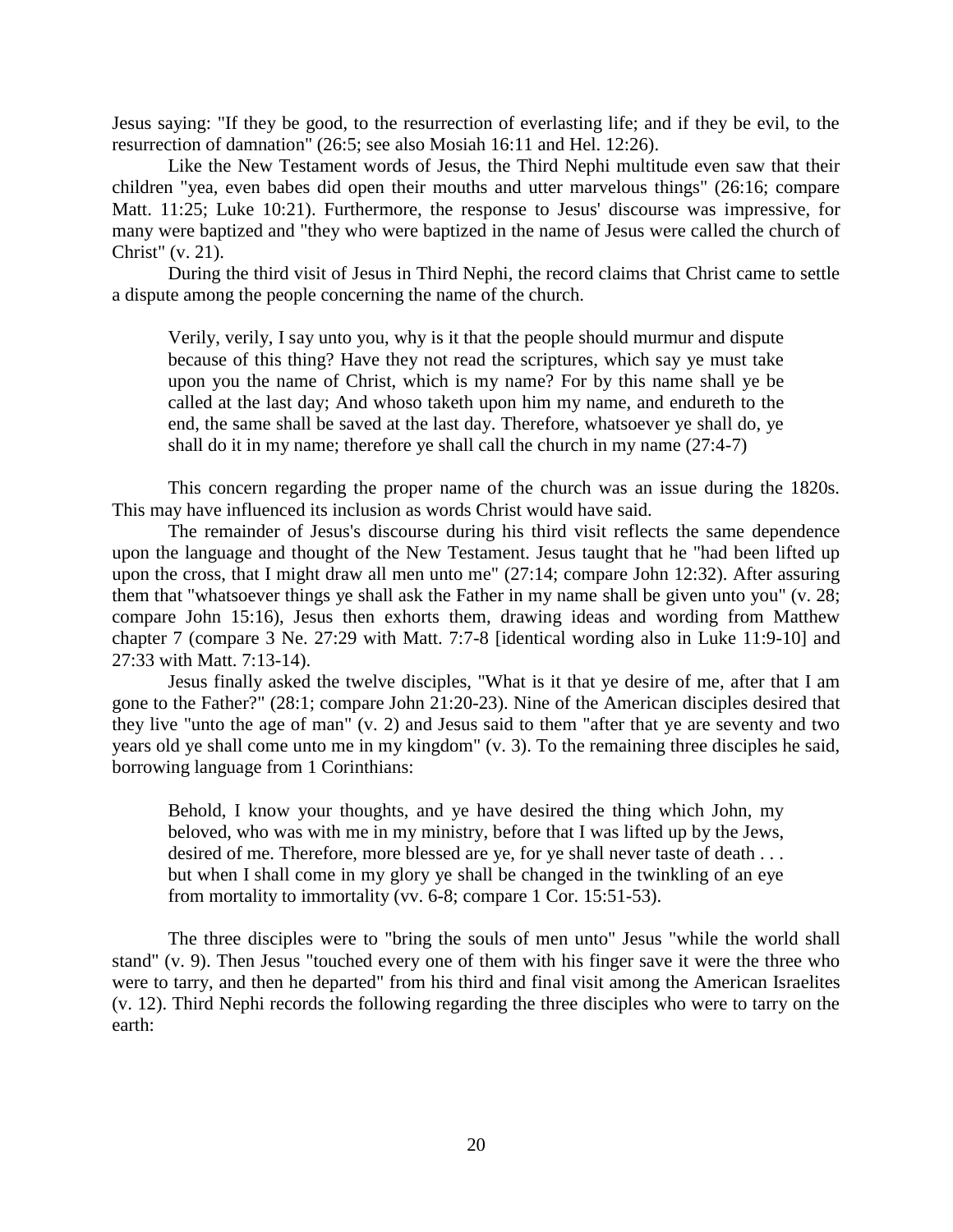Jesus saying: "If they be good, to the resurrection of everlasting life; and if they be evil, to the resurrection of damnation" (26:5; see also Mosiah 16:11 and Hel. 12:26).

Like the New Testament words of Jesus, the Third Nephi multitude even saw that their children "yea, even babes did open their mouths and utter marvelous things" (26:16; compare Matt. 11:25; Luke 10:21). Furthermore, the response to Jesus' discourse was impressive, for many were baptized and "they who were baptized in the name of Jesus were called the church of Christ" (v. 21).

During the third visit of Jesus in Third Nephi, the record claims that Christ came to settle a dispute among the people concerning the name of the church.

> Verily, verily, I say unto you, why is it that the people should murmur and dispute because of this thing? Have they not read the scriptures, which say ye must take upon you the name of Christ, which is my name? For by this name shall ye be called at the last day; And whoso taketh upon him my name, and endureth to the end, the same shall be saved at the last day. Therefore, whatsoever ye shall do, ye shall do it in my name; therefore ye shall call the church in my name (27:4-7)

This concern regarding the proper name of the church was an issue during the 1820s. This may have influenced its inclusion as words Christ would have said.

The remainder of Jesus's discourse during his third visit reflects the same dependence upon the language and thought of the New Testament. Jesus taught that he "had been lifted up upon the cross, that I might draw all men unto me" (27:14; compare John 12:32). After assuring them that "whatsoever things ye shall ask the Father in my name shall be given unto you" (v. 28; compare John 15:16), Jesus then exhorts them, drawing ideas and wording from Matthew chapter 7 (compare 3 Ne. 27:29 with Matt. 7:7-8 [identical wording also in Luke 11:9-10] and 27:33 with Matt. 7:13-14).

Jesus finally asked the twelve disciples, "What is it that ye desire of me, after that I am gone to the Father?" (28:1; compare John 21:20-23). Nine of the American disciples desired that they live "unto the age of man" (v. 2) and Jesus said to them "after that ye are seventy and two years old ye shall come unto me in my kingdom" (v. 3). To the remaining three disciples he said, borrowing language from 1 Corinthians:

> Behold, I know your thoughts, and ye have desired the thing which John, my beloved, who was with me in my ministry, before that I was lifted up by the Jews, desired of me. Therefore, more blessed are ye, for ye shall never taste of death . . . but when I shall come in my glory ye shall be changed in the twinkling of an eye from mortality to immortality (vv. 6-8; compare 1 Cor. 15:51-53).

The three disciples were to "bring the souls of men unto" Jesus "while the world shall stand" (v. 9). Then Jesus "touched every one of them with his finger save it were the three who were to tarry, and then he departed" from his third and final visit among the American Israelites (v. 12). Third Nephi records the following regarding the three disciples who were to tarry on the earth: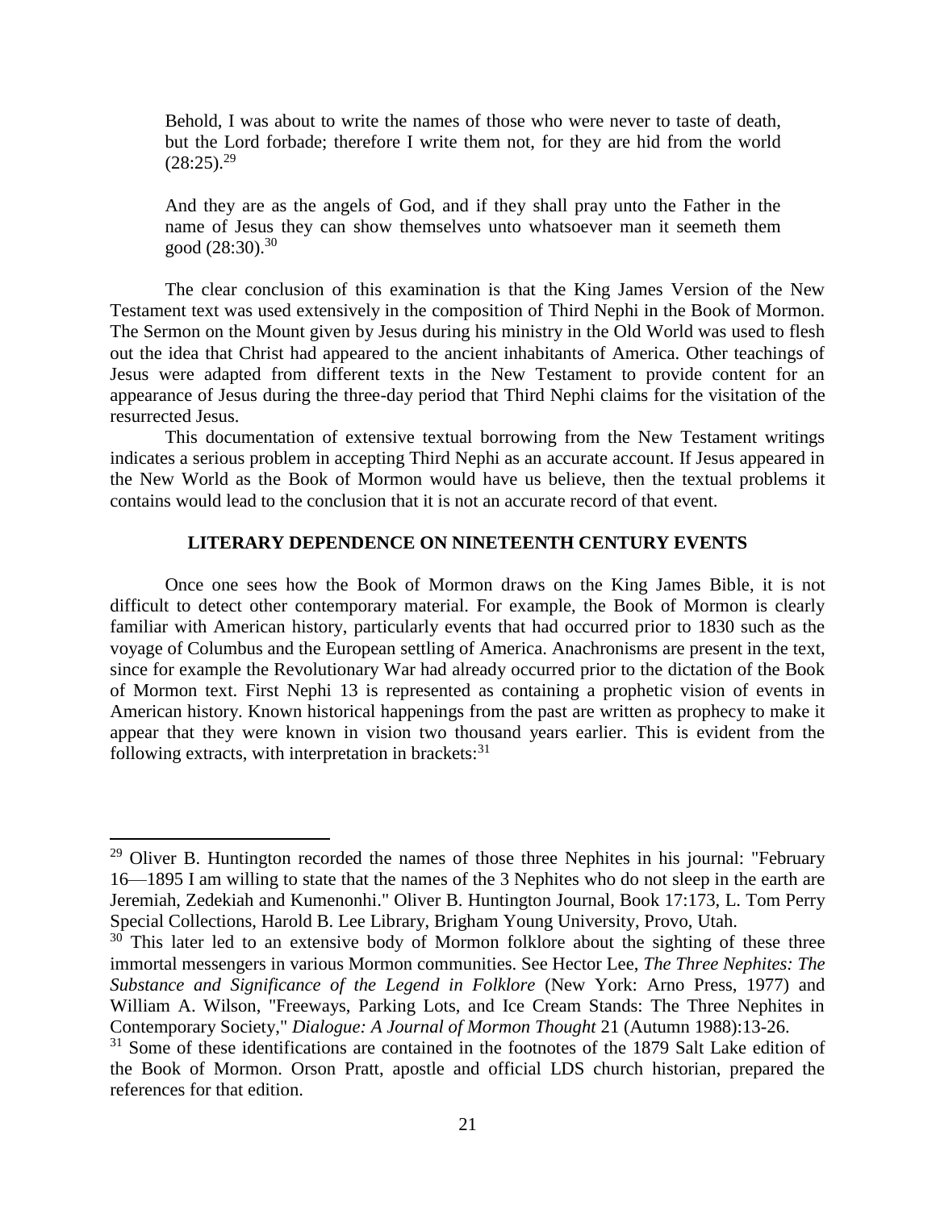> Behold, I was about to write the names of those who were never to taste of death, but the Lord forbade; therefore I write them not, for they are hid from the world (28:25).[29]

> And they are as the angels of God, and if they shall pray unto the Father in the name of Jesus they can show themselves unto whatsoever man it seemeth them good (28:30).[30]

The clear conclusion of this examination is that the King James Version of the New Testament text was used extensively in the composition of Third Nephi in the Book of Mormon. The Sermon on the Mount given by Jesus during his ministry in the Old World was used to flesh out the idea that Christ had appeared to the ancient inhabitants of America. Other teachings of Jesus were adapted from different texts in the New Testament to provide content for an appearance of Jesus during the three-day period that Third Nephi claims for the visitation of the resurrected Jesus.

This documentation of extensive textual borrowing from the New Testament writings indicates a serious problem in accepting Third Nephi as an accurate account. If Jesus appeared in the New World as the Book of Mormon would have us believe, then the textual problems it contains would lead to the conclusion that it is not an accurate record of that event.

## LITERARY DEPENDENCE ON NINETEENTH CENTURY EVENTS

Once one sees how the Book of Mormon draws on the King James Bible, it is not difficult to detect other contemporary material. For example, the Book of Mormon is clearly familiar with American history, particularly events that had occurred prior to 1830 such as the voyage of Columbus and the European settling of America. Anachronisms are present in the text, since for example the Revolutionary War had already occurred prior to the dictation of the Book of Mormon text. First Nephi 13 is represented as containing a prophetic vision of events in American history. Known historical happenings from the past are written as prophecy to make it appear that they were known in vision two thousand years earlier. This is evident from the following extracts, with interpretation in brackets:[31]

---

[29] Oliver B. Huntington recorded the names of those three Nephites in his journal: "February 16—1895 I am willing to state that the names of the 3 Nephites who do not sleep in the earth are Jeremiah, Zedekiah and Kumenonhi." Oliver B. Huntington Journal, Book 17:173, L. Tom Perry Special Collections, Harold B. Lee Library, Brigham Young University, Provo, Utah.

[30] This later led to an extensive body of Mormon folklore about the sighting of these three immortal messengers in various Mormon communities. See Hector Lee, *The Three Nephites: The Substance and Significance of the Legend in Folklore* (New York: Arno Press, 1977) and William A. Wilson, "Freeways, Parking Lots, and Ice Cream Stands: The Three Nephites in Contemporary Society," *Dialogue: A Journal of Mormon Thought* 21 (Autumn 1988):13-26.

[31] Some of these identifications are contained in the footnotes of the 1879 Salt Lake edition of the Book of Mormon. Orson Pratt, apostle and official LDS church historian, prepared the references for that edition.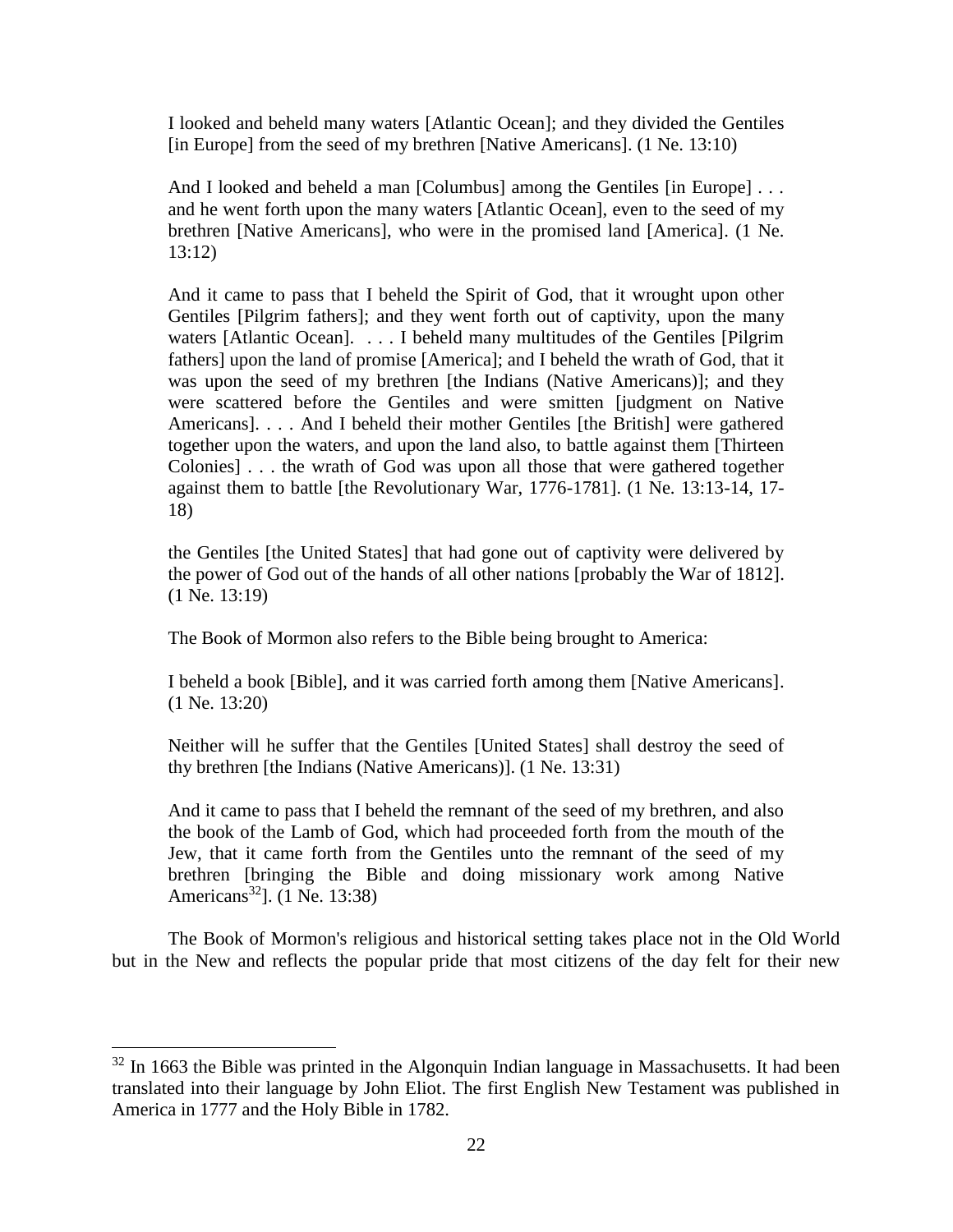> I looked and beheld many waters [Atlantic Ocean]; and they divided the Gentiles [in Europe] from the seed of my brethren [Native Americans]. (1 Ne. 13:10)

> And I looked and beheld a man [Columbus] among the Gentiles [in Europe] . . . and he went forth upon the many waters [Atlantic Ocean], even to the seed of my brethren [Native Americans], who were in the promised land [America]. (1 Ne. 13:12)

> And it came to pass that I beheld the Spirit of God, that it wrought upon other Gentiles [Pilgrim fathers]; and they went forth out of captivity, upon the many waters [Atlantic Ocean]. . . . I beheld many multitudes of the Gentiles [Pilgrim fathers] upon the land of promise [America]; and I beheld the wrath of God, that it was upon the seed of my brethren [the Indians (Native Americans)]; and they were scattered before the Gentiles and were smitten [judgment on Native Americans]. . . . And I beheld their mother Gentiles [the British] were gathered together upon the waters, and upon the land also, to battle against them [Thirteen Colonies] . . . the wrath of God was upon all those that were gathered together against them to battle [the Revolutionary War, 1776-1781]. (1 Ne. 13:13-14, 17-18)

> the Gentiles [the United States] that had gone out of captivity were delivered by the power of God out of the hands of all other nations [probably the War of 1812]. (1 Ne. 13:19)

The Book of Mormon also refers to the Bible being brought to America:

> I beheld a book [Bible], and it was carried forth among them [Native Americans]. (1 Ne. 13:20)

> Neither will he suffer that the Gentiles [United States] shall destroy the seed of thy brethren [the Indians (Native Americans)]. (1 Ne. 13:31)

> And it came to pass that I beheld the remnant of the seed of my brethren, and also the book of the Lamb of God, which had proceeded forth from the mouth of the Jew, that it came forth from the Gentiles unto the remnant of the seed of my brethren [bringing the Bible and doing missionary work among Native Americans[32]]. (1 Ne. 13:38)

The Book of Mormon's religious and historical setting takes place not in the Old World but in the New and reflects the popular pride that most citizens of the day felt for their new

---

[32] In 1663 the Bible was printed in the Algonquin Indian language in Massachusetts. It had been translated into their language by John Eliot. The first English New Testament was published in America in 1777 and the Holy Bible in 1782.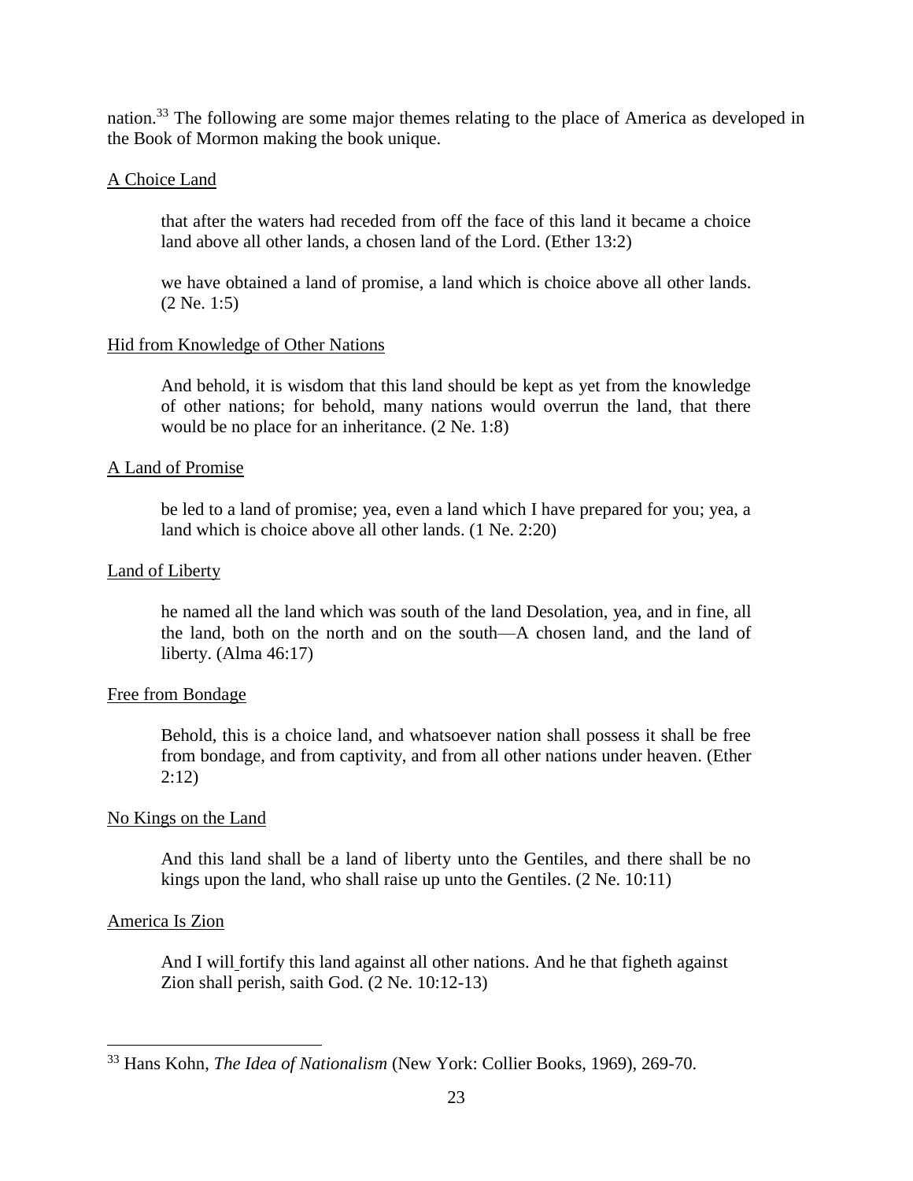nation.[33] The following are some major themes relating to the place of America as developed in the Book of Mormon making the book unique.

<u>A Choice Land</u>

> that after the waters had receded from off the face of this land it became a choice land above all other lands, a chosen land of the Lord. (Ether 13:2)
>
> we have obtained a land of promise, a land which is choice above all other lands. (2 Ne. 1:5)

<u>Hid from Knowledge of Other Nations</u>

> And behold, it is wisdom that this land should be kept as yet from the knowledge of other nations; for behold, many nations would overrun the land, that there would be no place for an inheritance. (2 Ne. 1:8)

<u>A Land of Promise</u>

> be led to a land of promise; yea, even a land which I have prepared for you; yea, a land which is choice above all other lands. (1 Ne. 2:20)

<u>Land of Liberty</u>

> he named all the land which was south of the land Desolation, yea, and in fine, all the land, both on the north and on the south—A chosen land, and the land of liberty. (Alma 46:17)

<u>Free from Bondage</u>

> Behold, this is a choice land, and whatsoever nation shall possess it shall be free from bondage, and from captivity, and from all other nations under heaven. (Ether 2:12)

<u>No Kings on the Land</u>

> And this land shall be a land of liberty unto the Gentiles, and there shall be no kings upon the land, who shall raise up unto the Gentiles. (2 Ne. 10:11)

<u>America Is Zion</u>

> And I will fortify this land against all other nations. And he that figheth against Zion shall perish, saith God. (2 Ne. 10:12-13)

---

[33] Hans Kohn, *The Idea of Nationalism* (New York: Collier Books, 1969), 269-70.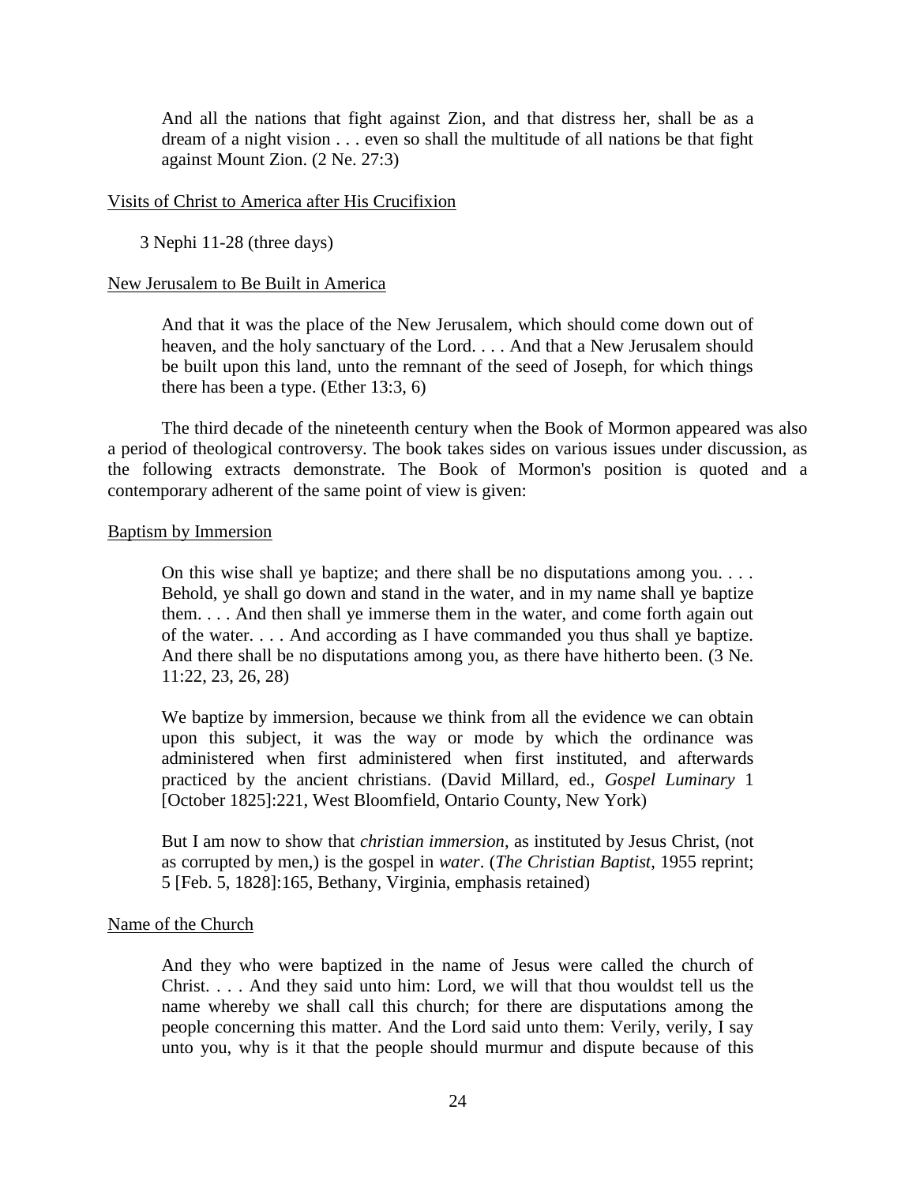> And all the nations that fight against Zion, and that distress her, shall be as a dream of a night vision . . . even so shall the multitude of all nations be that fight against Mount Zion. (2 Ne. 27:3)

<u>Visits of Christ to America after His Crucifixion</u>

3 Nephi 11-28 (three days)

<u>New Jerusalem to Be Built in America</u>

> And that it was the place of the New Jerusalem, which should come down out of heaven, and the holy sanctuary of the Lord. . . . And that a New Jerusalem should be built upon this land, unto the remnant of the seed of Joseph, for which things there has been a type. (Ether 13:3, 6)

The third decade of the nineteenth century when the Book of Mormon appeared was also a period of theological controversy. The book takes sides on various issues under discussion, as the following extracts demonstrate. The Book of Mormon's position is quoted and a contemporary adherent of the same point of view is given:

<u>Baptism by Immersion</u>

> On this wise shall ye baptize; and there shall be no disputations among you. . . . Behold, ye shall go down and stand in the water, and in my name shall ye baptize them. . . . And then shall ye immerse them in the water, and come forth again out of the water. . . . And according as I have commanded you thus shall ye baptize. And there shall be no disputations among you, as there have hitherto been. (3 Ne. 11:22, 23, 26, 28)

> We baptize by immersion, because we think from all the evidence we can obtain upon this subject, it was the way or mode by which the ordinance was administered when first administered when first instituted, and afterwards practiced by the ancient christians. (David Millard, ed., *Gospel Luminary* 1 [October 1825]:221, West Bloomfield, Ontario County, New York)

> But I am now to show that *christian immersion*, as instituted by Jesus Christ, (not as corrupted by men,) is the gospel in *water*. (*The Christian Baptist*, 1955 reprint; 5 [Feb. 5, 1828]:165, Bethany, Virginia, emphasis retained)

<u>Name of the Church</u>

> And they who were baptized in the name of Jesus were called the church of Christ. . . . And they said unto him: Lord, we will that thou wouldst tell us the name whereby we shall call this church; for there are disputations among the people concerning this matter. And the Lord said unto them: Verily, verily, I say unto you, why is it that the people should murmur and dispute because of this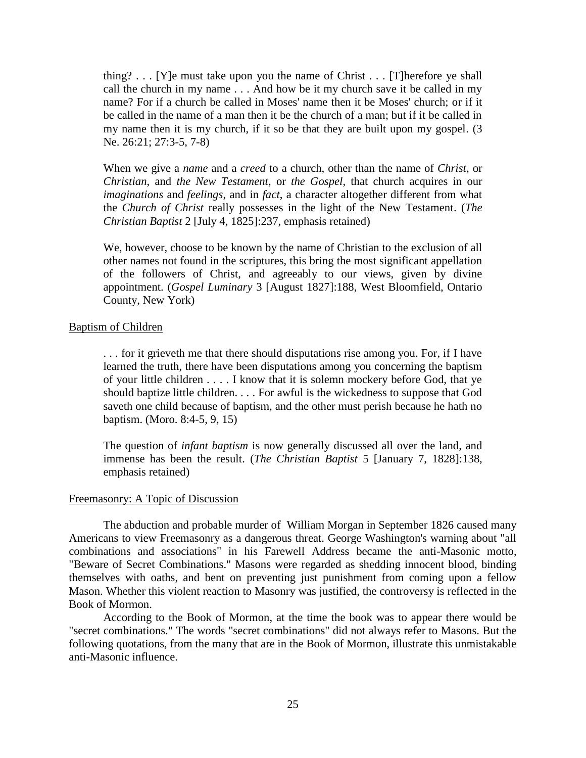thing? . . . [Y]e must take upon you the name of Christ . . . [T]herefore ye shall call the church in my name . . . And how be it my church save it be called in my name? For if a church be called in Moses' name then it be Moses' church; or if it be called in the name of a man then it be the church of a man; but if it be called in my name then it is my church, if it so be that they are built upon my gospel. (3 Ne. 26:21; 27:3-5, 7-8)

> When we give a *name* and a *creed* to a church, other than the name of *Christ*, or *Christian*, and *the New Testament*, or *the Gospel*, that church acquires in our *imaginations* and *feelings*, and in *fact*, a character altogether different from what the *Church of Christ* really possesses in the light of the New Testament. (*The Christian Baptist* 2 [July 4, 1825]:237, emphasis retained)

> We, however, choose to be known by the name of Christian to the exclusion of all other names not found in the scriptures, this bring the most significant appellation of the followers of Christ, and agreeably to our views, given by divine appointment. (*Gospel Luminary* 3 [August 1827]:188, West Bloomfield, Ontario County, New York)

<u>Baptism of Children</u>

> . . . for it grieveth me that there should disputations rise among you. For, if I have learned the truth, there have been disputations among you concerning the baptism of your little children . . . . I know that it is solemn mockery before God, that ye should baptize little children. . . . For awful is the wickedness to suppose that God saveth one child because of baptism, and the other must perish because he hath no baptism. (Moro. 8:4-5, 9, 15)

> The question of *infant baptism* is now generally discussed all over the land, and immense has been the result. (*The Christian Baptist* 5 [January 7, 1828]:138, emphasis retained)

<u>Freemasonry: A Topic of Discussion</u>

The abduction and probable murder of William Morgan in September 1826 caused many Americans to view Freemasonry as a dangerous threat. George Washington's warning about "all combinations and associations" in his Farewell Address became the anti-Masonic motto, "Beware of Secret Combinations." Masons were regarded as shedding innocent blood, binding themselves with oaths, and bent on preventing just punishment from coming upon a fellow Mason. Whether this violent reaction to Masonry was justified, the controversy is reflected in the Book of Mormon.

According to the Book of Mormon, at the time the book was to appear there would be "secret combinations." The words "secret combinations" did not always refer to Masons. But the following quotations, from the many that are in the Book of Mormon, illustrate this unmistakable anti-Masonic influence.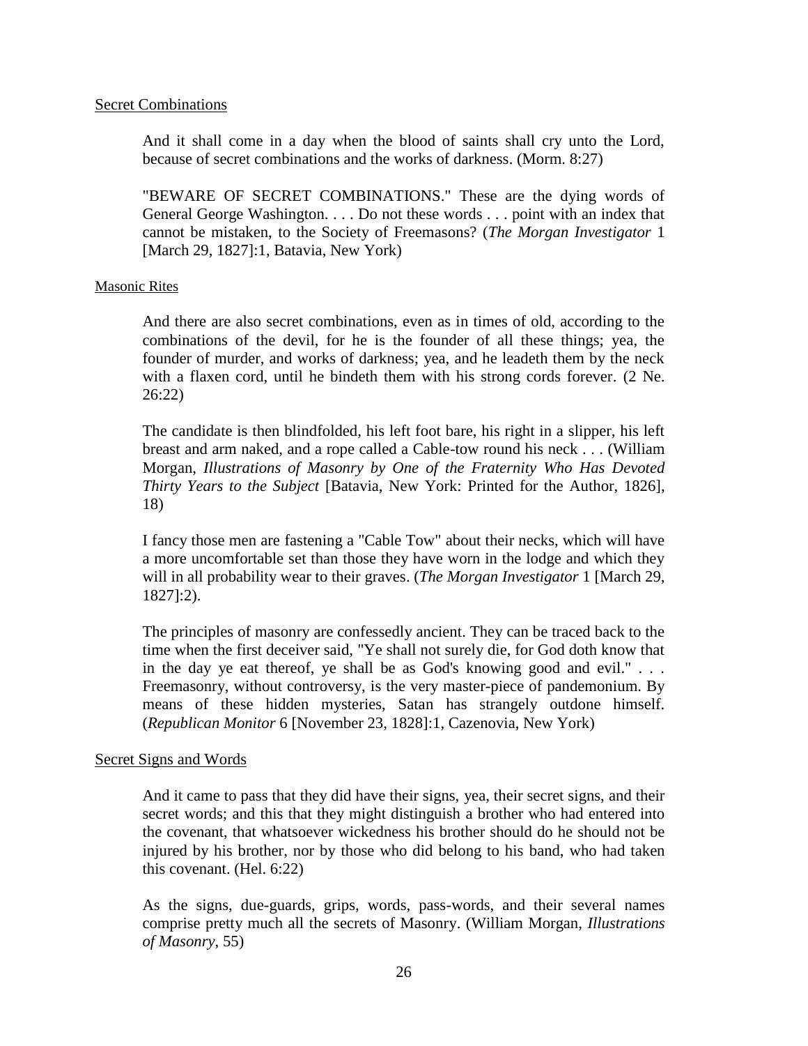Secret Combinations

> And it shall come in a day when the blood of saints shall cry unto the Lord, because of secret combinations and the works of darkness. (Morm. 8:27)

> "BEWARE OF SECRET COMBINATIONS." These are the dying words of General George Washington. . . . Do not these words . . . point with an index that cannot be mistaken, to the Society of Freemasons? (*The Morgan Investigator* 1 [March 29, 1827]:1, Batavia, New York)

Masonic Rites

> And there are also secret combinations, even as in times of old, according to the combinations of the devil, for he is the founder of all these things; yea, the founder of murder, and works of darkness; yea, and he leadeth them by the neck with a flaxen cord, until he bindeth them with his strong cords forever. (2 Ne. 26:22)

> The candidate is then blindfolded, his left foot bare, his right in a slipper, his left breast and arm naked, and a rope called a Cable-tow round his neck . . . (William Morgan, *Illustrations of Masonry by One of the Fraternity Who Has Devoted Thirty Years to the Subject* [Batavia, New York: Printed for the Author, 1826], 18)

> I fancy those men are fastening a "Cable Tow" about their necks, which will have a more uncomfortable set than those they have worn in the lodge and which they will in all probability wear to their graves. (*The Morgan Investigator* 1 [March 29, 1827]:2).

> The principles of masonry are confessedly ancient. They can be traced back to the time when the first deceiver said, "Ye shall not surely die, for God doth know that in the day ye eat thereof, ye shall be as God's knowing good and evil." . . . Freemasonry, without controversy, is the very master-piece of pandemonium. By means of these hidden mysteries, Satan has strangely outdone himself. (*Republican Monitor* 6 [November 23, 1828]:1, Cazenovia, New York)

Secret Signs and Words

> And it came to pass that they did have their signs, yea, their secret signs, and their secret words; and this that they might distinguish a brother who had entered into the covenant, that whatsoever wickedness his brother should do he should not be injured by his brother, nor by those who did belong to his band, who had taken this covenant. (Hel. 6:22)

> As the signs, due-guards, grips, words, pass-words, and their several names comprise pretty much all the secrets of Masonry. (William Morgan, *Illustrations of Masonry*, 55)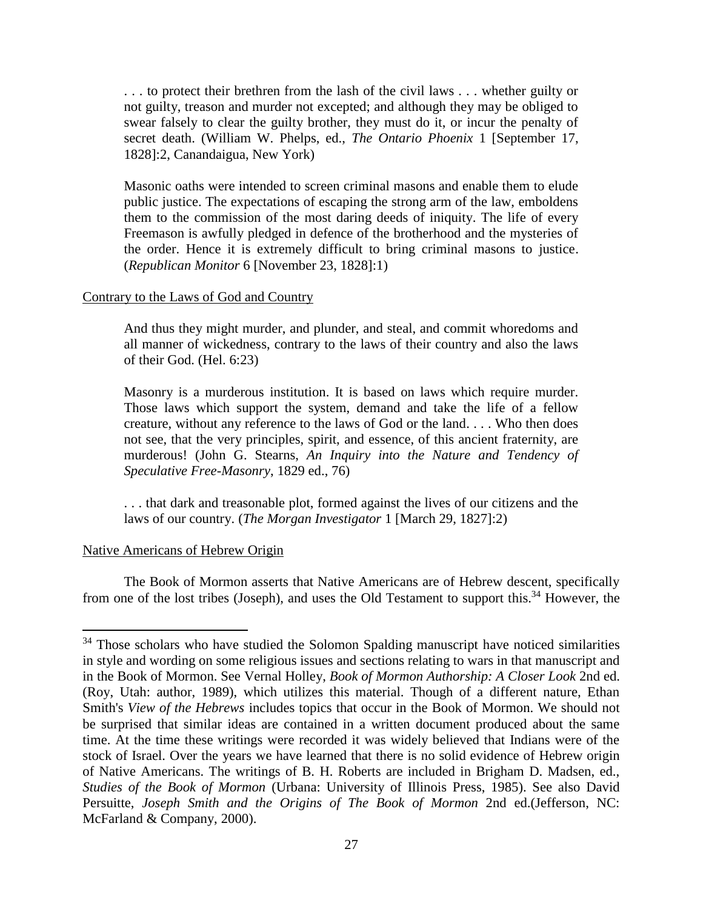> . . . to protect their brethren from the lash of the civil laws . . . whether guilty or not guilty, treason and murder not excepted; and although they may be obliged to swear falsely to clear the guilty brother, they must do it, or incur the penalty of secret death. (William W. Phelps, ed., *The Ontario Phoenix* 1 [September 17, 1828]:2, Canandaigua, New York)

> Masonic oaths were intended to screen criminal masons and enable them to elude public justice. The expectations of escaping the strong arm of the law, emboldens them to the commission of the most daring deeds of iniquity. The life of every Freemason is awfully pledged in defence of the brotherhood and the mysteries of the order. Hence it is extremely difficult to bring criminal masons to justice. (*Republican Monitor* 6 [November 23, 1828]:1)

<u>Contrary to the Laws of God and Country</u>

> And thus they might murder, and plunder, and steal, and commit whoredoms and all manner of wickedness, contrary to the laws of their country and also the laws of their God. (Hel. 6:23)

> Masonry is a murderous institution. It is based on laws which require murder. Those laws which support the system, demand and take the life of a fellow creature, without any reference to the laws of God or the land. . . . Who then does not see, that the very principles, spirit, and essence, of this ancient fraternity, are murderous! (John G. Stearns, *An Inquiry into the Nature and Tendency of Speculative Free-Masonry*, 1829 ed., 76)

> . . . that dark and treasonable plot, formed against the lives of our citizens and the laws of our country. (*The Morgan Investigator* 1 [March 29, 1827]:2)

<u>Native Americans of Hebrew Origin</u>

The Book of Mormon asserts that Native Americans are of Hebrew descent, specifically from one of the lost tribes (Joseph), and uses the Old Testament to support this.[34] However, the

---

[34] Those scholars who have studied the Solomon Spalding manuscript have noticed similarities in style and wording on some religious issues and sections relating to wars in that manuscript and in the Book of Mormon. See Vernal Holley, *Book of Mormon Authorship: A Closer Look* 2nd ed. (Roy, Utah: author, 1989), which utilizes this material. Though of a different nature, Ethan Smith's *View of the Hebrews* includes topics that occur in the Book of Mormon. We should not be surprised that similar ideas are contained in a written document produced about the same time. At the time these writings were recorded it was widely believed that Indians were of the stock of Israel. Over the years we have learned that there is no solid evidence of Hebrew origin of Native Americans. The writings of B. H. Roberts are included in Brigham D. Madsen, ed., *Studies of the Book of Mormon* (Urbana: University of Illinois Press, 1985). See also David Persuitte, *Joseph Smith and the Origins of The Book of Mormon* 2nd ed.(Jefferson, NC: McFarland & Company, 2000).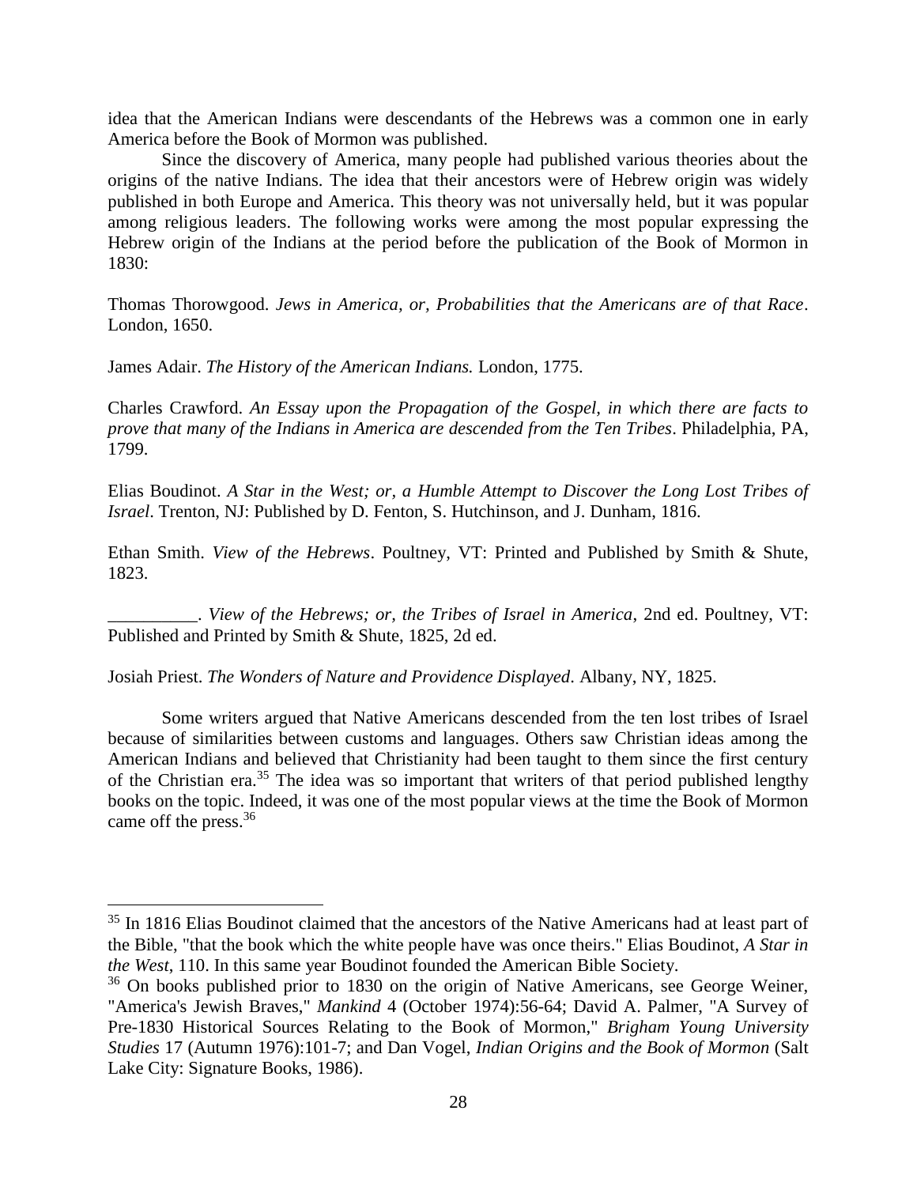idea that the American Indians were descendants of the Hebrews was a common one in early America before the Book of Mormon was published.

Since the discovery of America, many people had published various theories about the origins of the native Indians. The idea that their ancestors were of Hebrew origin was widely published in both Europe and America. This theory was not universally held, but it was popular among religious leaders. The following works were among the most popular expressing the Hebrew origin of the Indians at the period before the publication of the Book of Mormon in 1830:

Thomas Thorowgood. *Jews in America, or, Probabilities that the Americans are of that Race*. London, 1650.

James Adair. *The History of the American Indians.* London, 1775.

Charles Crawford. *An Essay upon the Propagation of the Gospel, in which there are facts to prove that many of the Indians in America are descended from the Ten Tribes*. Philadelphia, PA, 1799.

Elias Boudinot. *A Star in the West; or, a Humble Attempt to Discover the Long Lost Tribes of Israel*. Trenton, NJ: Published by D. Fenton, S. Hutchinson, and J. Dunham, 1816.

Ethan Smith. *View of the Hebrews*. Poultney, VT: Printed and Published by Smith & Shute, 1823.

__________. *View of the Hebrews; or, the Tribes of Israel in America*, 2nd ed. Poultney, VT: Published and Printed by Smith & Shute, 1825, 2d ed.

Josiah Priest. *The Wonders of Nature and Providence Displayed*. Albany, NY, 1825.

Some writers argued that Native Americans descended from the ten lost tribes of Israel because of similarities between customs and languages. Others saw Christian ideas among the American Indians and believed that Christianity had been taught to them since the first century of the Christian era.[35] The idea was so important that writers of that period published lengthy books on the topic. Indeed, it was one of the most popular views at the time the Book of Mormon came off the press.[36]

---

[35] In 1816 Elias Boudinot claimed that the ancestors of the Native Americans had at least part of the Bible, "that the book which the white people have was once theirs." Elias Boudinot, *A Star in the West*, 110. In this same year Boudinot founded the American Bible Society.

[36] On books published prior to 1830 on the origin of Native Americans, see George Weiner, "America's Jewish Braves," *Mankind* 4 (October 1974):56-64; David A. Palmer, "A Survey of Pre-1830 Historical Sources Relating to the Book of Mormon," *Brigham Young University Studies* 17 (Autumn 1976):101-7; and Dan Vogel, *Indian Origins and the Book of Mormon* (Salt Lake City: Signature Books, 1986).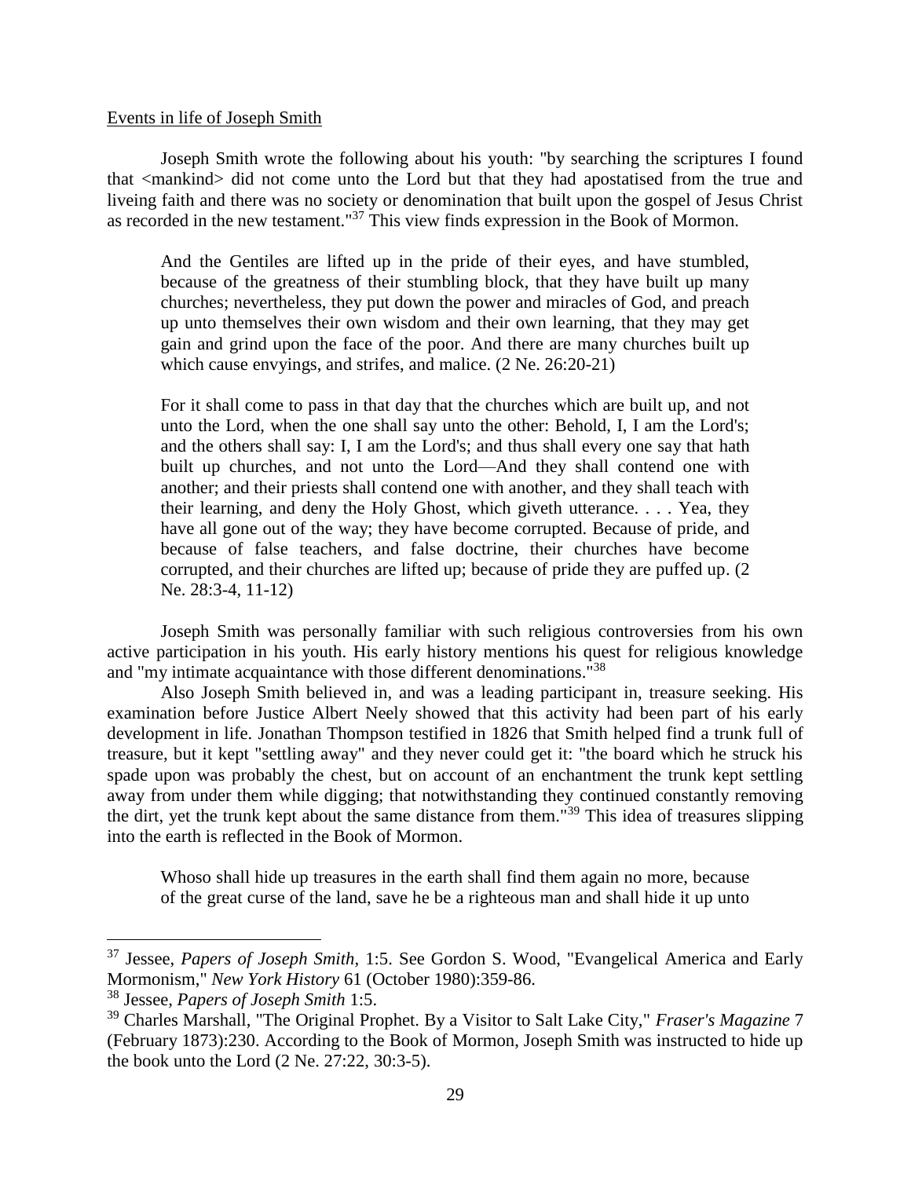Events in life of Joseph Smith

Joseph Smith wrote the following about his youth: "by searching the scriptures I found that <mankind> did not come unto the Lord but that they had apostatised from the true and liveing faith and there was no society or denomination that built upon the gospel of Jesus Christ as recorded in the new testament."[37] This view finds expression in the Book of Mormon.

> And the Gentiles are lifted up in the pride of their eyes, and have stumbled, because of the greatness of their stumbling block, that they have built up many churches; nevertheless, they put down the power and miracles of God, and preach up unto themselves their own wisdom and their own learning, that they may get gain and grind upon the face of the poor. And there are many churches built up which cause envyings, and strifes, and malice. (2 Ne. 26:20-21)

> For it shall come to pass in that day that the churches which are built up, and not unto the Lord, when the one shall say unto the other: Behold, I, I am the Lord's; and the others shall say: I, I am the Lord's; and thus shall every one say that hath built up churches, and not unto the Lord—And they shall contend one with another; and their priests shall contend one with another, and they shall teach with their learning, and deny the Holy Ghost, which giveth utterance. . . . Yea, they have all gone out of the way; they have become corrupted. Because of pride, and because of false teachers, and false doctrine, their churches have become corrupted, and their churches are lifted up; because of pride they are puffed up. (2 Ne. 28:3-4, 11-12)

Joseph Smith was personally familiar with such religious controversies from his own active participation in his youth. His early history mentions his quest for religious knowledge and "my intimate acquaintance with those different denominations."[38]

Also Joseph Smith believed in, and was a leading participant in, treasure seeking. His examination before Justice Albert Neely showed that this activity had been part of his early development in life. Jonathan Thompson testified in 1826 that Smith helped find a trunk full of treasure, but it kept "settling away" and they never could get it: "the board which he struck his spade upon was probably the chest, but on account of an enchantment the trunk kept settling away from under them while digging; that notwithstanding they continued constantly removing the dirt, yet the trunk kept about the same distance from them."[39] This idea of treasures slipping into the earth is reflected in the Book of Mormon.

> Whoso shall hide up treasures in the earth shall find them again no more, because of the great curse of the land, save he be a righteous man and shall hide it up unto

---

[37] Jessee, *Papers of Joseph Smith*, 1:5. See Gordon S. Wood, "Evangelical America and Early Mormonism," *New York History* 61 (October 1980):359-86.

[38] Jessee, *Papers of Joseph Smith* 1:5.

[39] Charles Marshall, "The Original Prophet. By a Visitor to Salt Lake City," *Fraser's Magazine* 7 (February 1873):230. According to the Book of Mormon, Joseph Smith was instructed to hide up the book unto the Lord (2 Ne. 27:22, 30:3-5).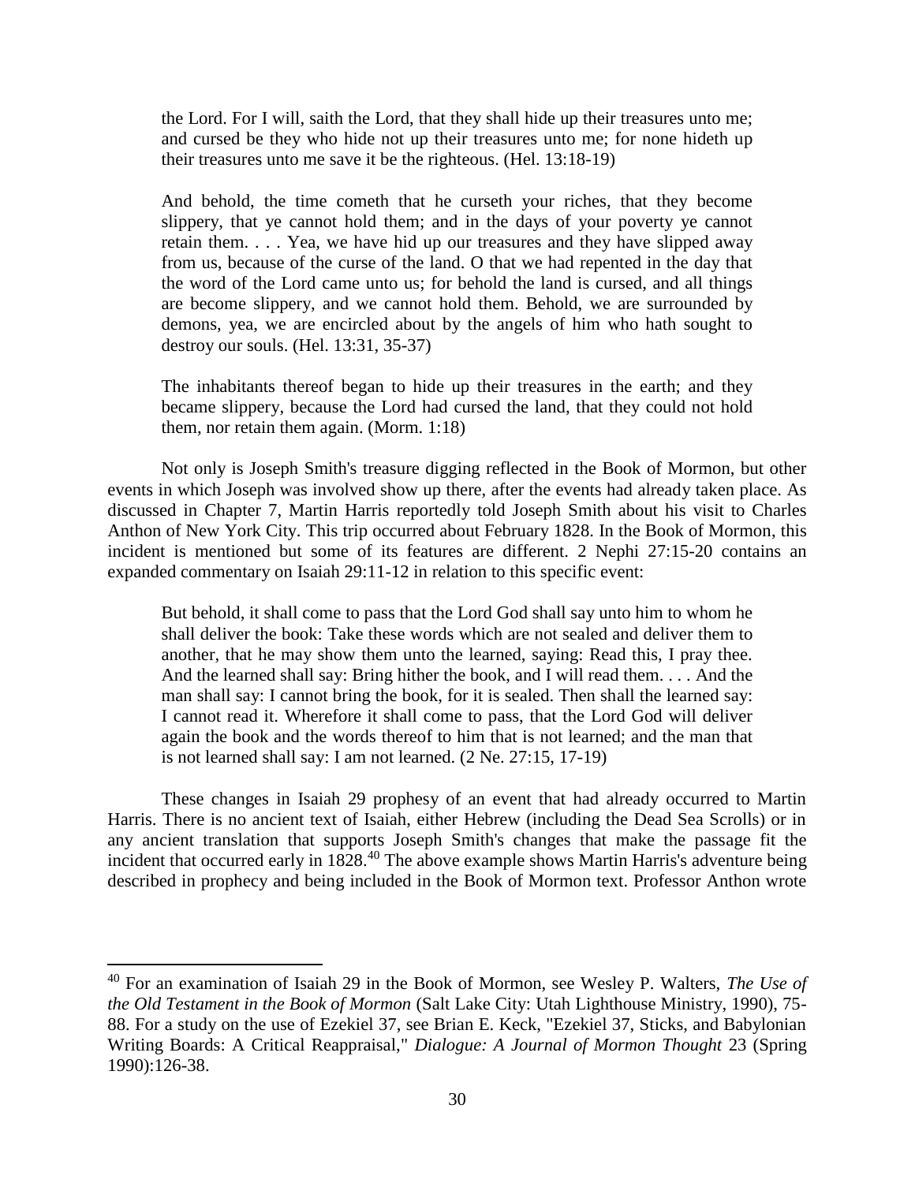> the Lord. For I will, saith the Lord, that they shall hide up their treasures unto me; and cursed be they who hide not up their treasures unto me; for none hideth up their treasures unto me save it be the righteous. (Hel. 13:18-19)

> And behold, the time cometh that he curseth your riches, that they become slippery, that ye cannot hold them; and in the days of your poverty ye cannot retain them. . . . Yea, we have hid up our treasures and they have slipped away from us, because of the curse of the land. O that we had repented in the day that the word of the Lord came unto us; for behold the land is cursed, and all things are become slippery, and we cannot hold them. Behold, we are surrounded by demons, yea, we are encircled about by the angels of him who hath sought to destroy our souls. (Hel. 13:31, 35-37)

> The inhabitants thereof began to hide up their treasures in the earth; and they became slippery, because the Lord had cursed the land, that they could not hold them, nor retain them again. (Morm. 1:18)

Not only is Joseph Smith's treasure digging reflected in the Book of Mormon, but other events in which Joseph was involved show up there, after the events had already taken place. As discussed in Chapter 7, Martin Harris reportedly told Joseph Smith about his visit to Charles Anthon of New York City. This trip occurred about February 1828. In the Book of Mormon, this incident is mentioned but some of its features are different. 2 Nephi 27:15-20 contains an expanded commentary on Isaiah 29:11-12 in relation to this specific event:

> But behold, it shall come to pass that the Lord God shall say unto him to whom he shall deliver the book: Take these words which are not sealed and deliver them to another, that he may show them unto the learned, saying: Read this, I pray thee. And the learned shall say: Bring hither the book, and I will read them. . . . And the man shall say: I cannot bring the book, for it is sealed. Then shall the learned say: I cannot read it. Wherefore it shall come to pass, that the Lord God will deliver again the book and the words thereof to him that is not learned; and the man that is not learned shall say: I am not learned. (2 Ne. 27:15, 17-19)

These changes in Isaiah 29 prophesy of an event that had already occurred to Martin Harris. There is no ancient text of Isaiah, either Hebrew (including the Dead Sea Scrolls) or in any ancient translation that supports Joseph Smith's changes that make the passage fit the incident that occurred early in 1828.[40] The above example shows Martin Harris's adventure being described in prophecy and being included in the Book of Mormon text. Professor Anthon wrote

[40] For an examination of Isaiah 29 in the Book of Mormon, see Wesley P. Walters, *The Use of the Old Testament in the Book of Mormon* (Salt Lake City: Utah Lighthouse Ministry, 1990), 75-88. For a study on the use of Ezekiel 37, see Brian E. Keck, "Ezekiel 37, Sticks, and Babylonian Writing Boards: A Critical Reappraisal," *Dialogue: A Journal of Mormon Thought* 23 (Spring 1990):126-38.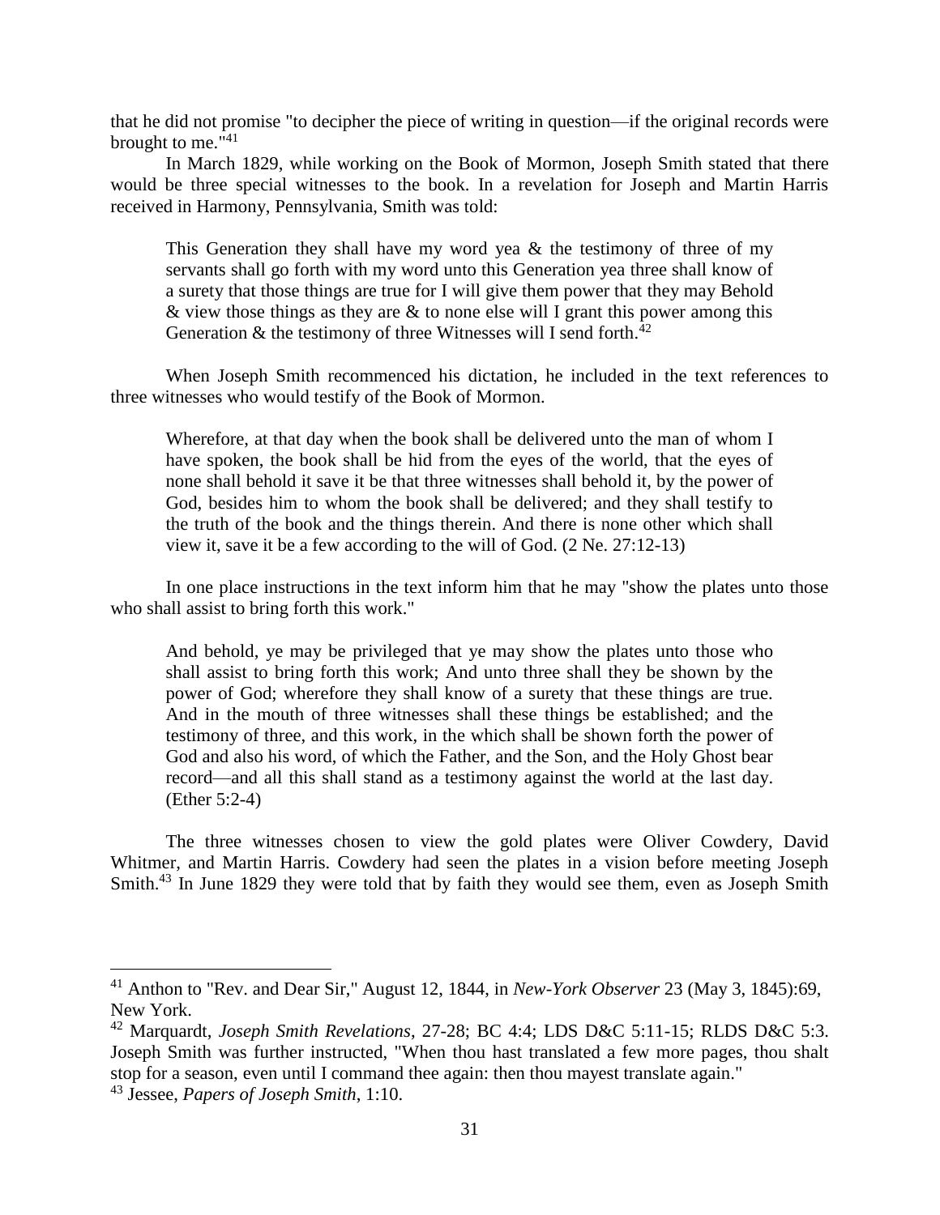that he did not promise "to decipher the piece of writing in question—if the original records were brought to me."[41]

In March 1829, while working on the Book of Mormon, Joseph Smith stated that there would be three special witnesses to the book. In a revelation for Joseph and Martin Harris received in Harmony, Pennsylvania, Smith was told:

> This Generation they shall have my word yea & the testimony of three of my servants shall go forth with my word unto this Generation yea three shall know of a surety that those things are true for I will give them power that they may Behold & view those things as they are & to none else will I grant this power among this Generation & the testimony of three Witnesses will I send forth.[42]

When Joseph Smith recommenced his dictation, he included in the text references to three witnesses who would testify of the Book of Mormon.

> Wherefore, at that day when the book shall be delivered unto the man of whom I have spoken, the book shall be hid from the eyes of the world, that the eyes of none shall behold it save it be that three witnesses shall behold it, by the power of God, besides him to whom the book shall be delivered; and they shall testify to the truth of the book and the things therein. And there is none other which shall view it, save it be a few according to the will of God. (2 Ne. 27:12-13)

In one place instructions in the text inform him that he may "show the plates unto those who shall assist to bring forth this work."

> And behold, ye may be privileged that ye may show the plates unto those who shall assist to bring forth this work; And unto three shall they be shown by the power of God; wherefore they shall know of a surety that these things are true. And in the mouth of three witnesses shall these things be established; and the testimony of three, and this work, in the which shall be shown forth the power of God and also his word, of which the Father, and the Son, and the Holy Ghost bear record—and all this shall stand as a testimony against the world at the last day. (Ether 5:2-4)

The three witnesses chosen to view the gold plates were Oliver Cowdery, David Whitmer, and Martin Harris. Cowdery had seen the plates in a vision before meeting Joseph Smith.[43] In June 1829 they were told that by faith they would see them, even as Joseph Smith

---

[41] Anthon to "Rev. and Dear Sir," August 12, 1844, in *New-York Observer* 23 (May 3, 1845):69, New York.

[42] Marquardt, *Joseph Smith Revelations*, 27-28; BC 4:4; LDS D&C 5:11-15; RLDS D&C 5:3. Joseph Smith was further instructed, "When thou hast translated a few more pages, thou shalt stop for a season, even until I command thee again: then thou mayest translate again."

[43] Jessee, *Papers of Joseph Smith*, 1:10.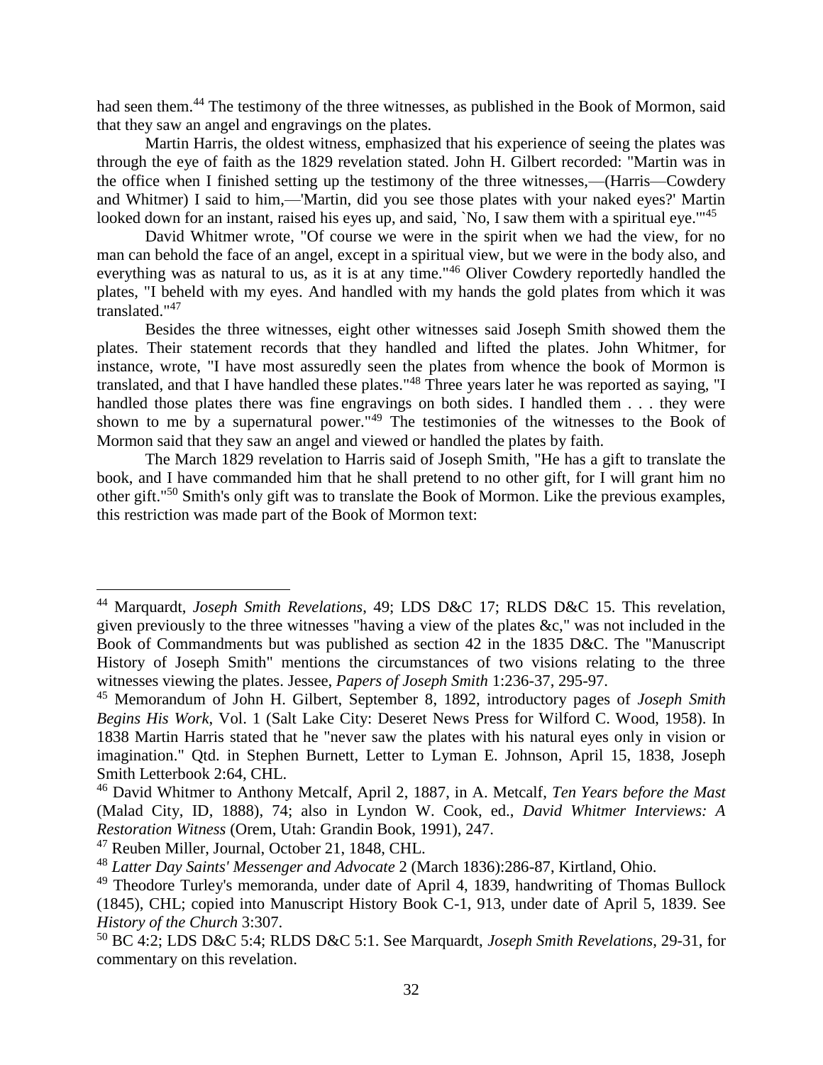had seen them.[44] The testimony of the three witnesses, as published in the Book of Mormon, said that they saw an angel and engravings on the plates.

Martin Harris, the oldest witness, emphasized that his experience of seeing the plates was through the eye of faith as the 1829 revelation stated. John H. Gilbert recorded: "Martin was in the office when I finished setting up the testimony of the three witnesses,—(Harris—Cowdery and Whitmer) I said to him,—'Martin, did you see those plates with your naked eyes?' Martin looked down for an instant, raised his eyes up, and said, `No, I saw them with a spiritual eye.'"[45]

David Whitmer wrote, "Of course we were in the spirit when we had the view, for no man can behold the face of an angel, except in a spiritual view, but we were in the body also, and everything was as natural to us, as it is at any time."[46] Oliver Cowdery reportedly handled the plates, "I beheld with my eyes. And handled with my hands the gold plates from which it was translated."[47]

Besides the three witnesses, eight other witnesses said Joseph Smith showed them the plates. Their statement records that they handled and lifted the plates. John Whitmer, for instance, wrote, "I have most assuredly seen the plates from whence the book of Mormon is translated, and that I have handled these plates."[48] Three years later he was reported as saying, "I handled those plates there was fine engravings on both sides. I handled them . . . they were shown to me by a supernatural power."[49] The testimonies of the witnesses to the Book of Mormon said that they saw an angel and viewed or handled the plates by faith.

The March 1829 revelation to Harris said of Joseph Smith, "He has a gift to translate the book, and I have commanded him that he shall pretend to no other gift, for I will grant him no other gift."[50] Smith's only gift was to translate the Book of Mormon. Like the previous examples, this restriction was made part of the Book of Mormon text:

---

[44] Marquardt, *Joseph Smith Revelations*, 49; LDS D&C 17; RLDS D&C 15. This revelation, given previously to the three witnesses "having a view of the plates &c," was not included in the Book of Commandments but was published as section 42 in the 1835 D&C. The "Manuscript History of Joseph Smith" mentions the circumstances of two visions relating to the three witnesses viewing the plates. Jessee, *Papers of Joseph Smith* 1:236-37, 295-97.

[45] Memorandum of John H. Gilbert, September 8, 1892, introductory pages of *Joseph Smith Begins His Work*, Vol. 1 (Salt Lake City: Deseret News Press for Wilford C. Wood, 1958). In 1838 Martin Harris stated that he "never saw the plates with his natural eyes only in vision or imagination." Qtd. in Stephen Burnett, Letter to Lyman E. Johnson, April 15, 1838, Joseph Smith Letterbook 2:64, CHL.

[46] David Whitmer to Anthony Metcalf, April 2, 1887, in A. Metcalf, *Ten Years before the Mast* (Malad City, ID, 1888), 74; also in Lyndon W. Cook, ed., *David Whitmer Interviews: A Restoration Witness* (Orem, Utah: Grandin Book, 1991), 247.

[47] Reuben Miller, Journal, October 21, 1848, CHL.

[48] *Latter Day Saints' Messenger and Advocate* 2 (March 1836):286-87, Kirtland, Ohio.

[49] Theodore Turley's memoranda, under date of April 4, 1839, handwriting of Thomas Bullock (1845), CHL; copied into Manuscript History Book C-1, 913, under date of April 5, 1839. See *History of the Church* 3:307.

[50] BC 4:2; LDS D&C 5:4; RLDS D&C 5:1. See Marquardt, *Joseph Smith Revelations*, 29-31, for commentary on this revelation.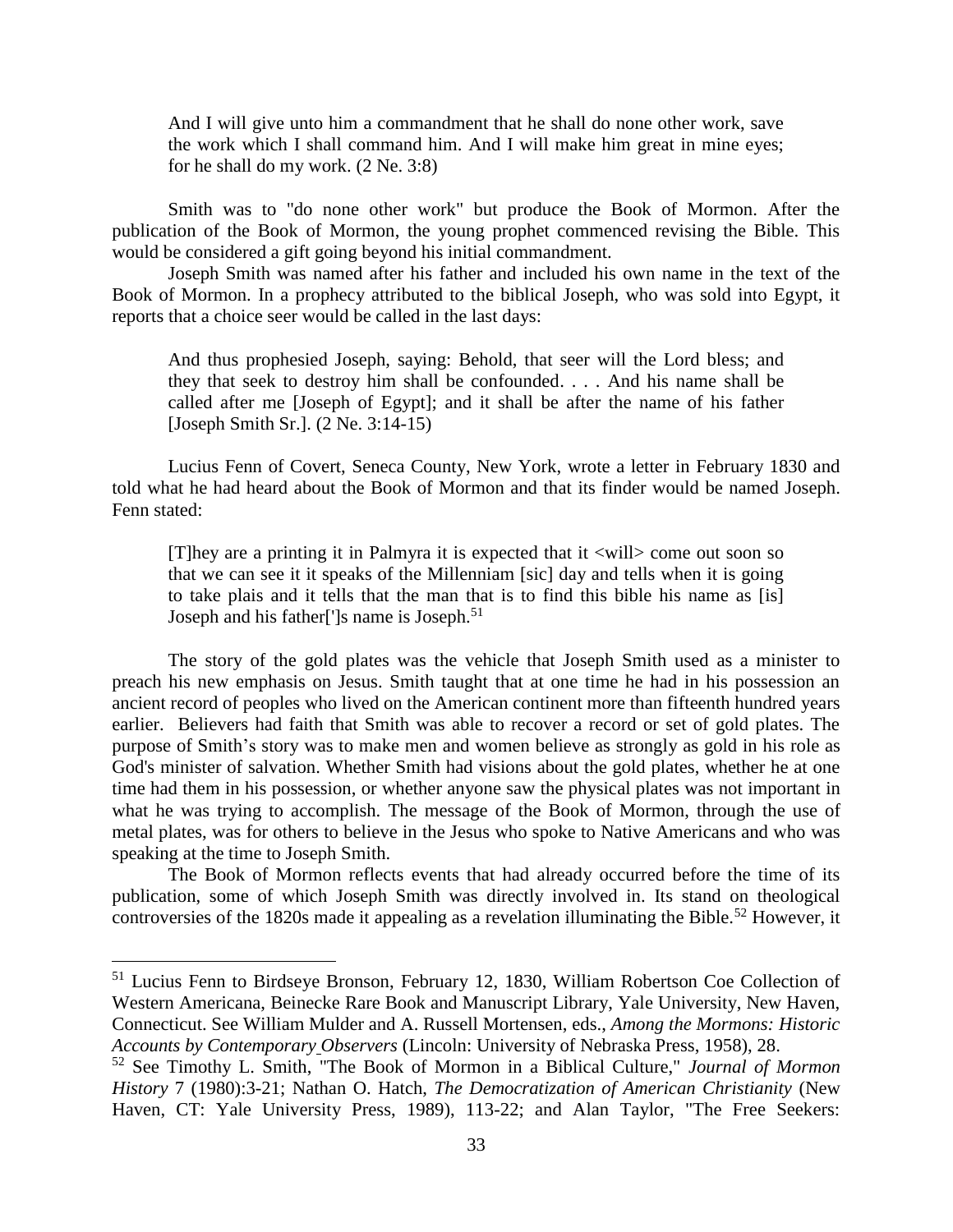> And I will give unto him a commandment that he shall do none other work, save the work which I shall command him. And I will make him great in mine eyes; for he shall do my work. (2 Ne. 3:8)

Smith was to "do none other work" but produce the Book of Mormon. After the publication of the Book of Mormon, the young prophet commenced revising the Bible. This would be considered a gift going beyond his initial commandment.

Joseph Smith was named after his father and included his own name in the text of the Book of Mormon. In a prophecy attributed to the biblical Joseph, who was sold into Egypt, it reports that a choice seer would be called in the last days:

> And thus prophesied Joseph, saying: Behold, that seer will the Lord bless; and they that seek to destroy him shall be confounded. . . . And his name shall be called after me [Joseph of Egypt]; and it shall be after the name of his father [Joseph Smith Sr.]. (2 Ne. 3:14-15)

Lucius Fenn of Covert, Seneca County, New York, wrote a letter in February 1830 and told what he had heard about the Book of Mormon and that its finder would be named Joseph. Fenn stated:

> [T]hey are a printing it in Palmyra it is expected that it <will> come out soon so that we can see it it speaks of the Millenniam [sic] day and tells when it is going to take plais and it tells that the man that is to find this bible his name as [is] Joseph and his father[']s name is Joseph.[51]

The story of the gold plates was the vehicle that Joseph Smith used as a minister to preach his new emphasis on Jesus. Smith taught that at one time he had in his possession an ancient record of peoples who lived on the American continent more than fifteenth hundred years earlier. Believers had faith that Smith was able to recover a record or set of gold plates. The purpose of Smith's story was to make men and women believe as strongly as gold in his role as God's minister of salvation. Whether Smith had visions about the gold plates, whether he at one time had them in his possession, or whether anyone saw the physical plates was not important in what he was trying to accomplish. The message of the Book of Mormon, through the use of metal plates, was for others to believe in the Jesus who spoke to Native Americans and who was speaking at the time to Joseph Smith.

The Book of Mormon reflects events that had already occurred before the time of its publication, some of which Joseph Smith was directly involved in. Its stand on theological controversies of the 1820s made it appealing as a revelation illuminating the Bible.[52] However, it

---

[51] Lucius Fenn to Birdseye Bronson, February 12, 1830, William Robertson Coe Collection of Western Americana, Beinecke Rare Book and Manuscript Library, Yale University, New Haven, Connecticut. See William Mulder and A. Russell Mortensen, eds., *Among the Mormons: Historic Accounts by Contemporary Observers* (Lincoln: University of Nebraska Press, 1958), 28.

[52] See Timothy L. Smith, "The Book of Mormon in a Biblical Culture," *Journal of Mormon History* 7 (1980):3-21; Nathan O. Hatch, *The Democratization of American Christianity* (New Haven, CT: Yale University Press, 1989), 113-22; and Alan Taylor, "The Free Seekers: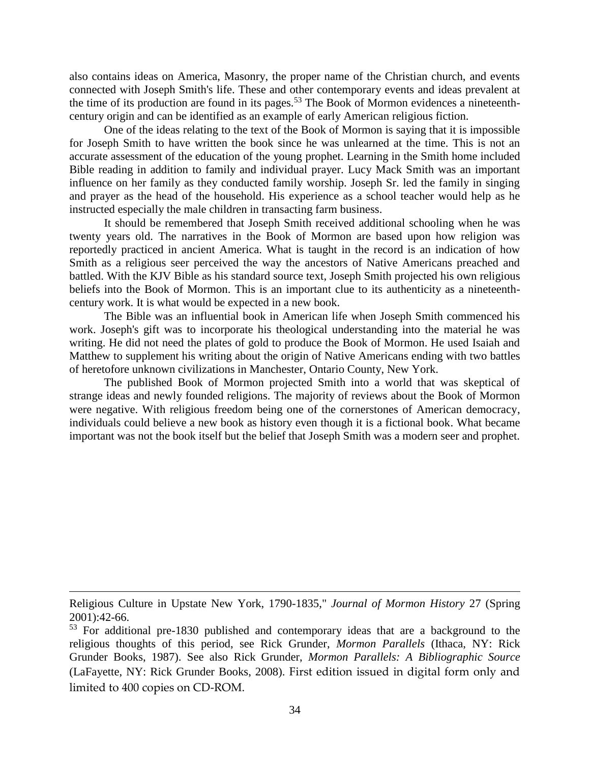also contains ideas on America, Masonry, the proper name of the Christian church, and events connected with Joseph Smith's life. These and other contemporary events and ideas prevalent at the time of its production are found in its pages.[53] The Book of Mormon evidences a nineteenth-century origin and can be identified as an example of early American religious fiction.

One of the ideas relating to the text of the Book of Mormon is saying that it is impossible for Joseph Smith to have written the book since he was unlearned at the time. This is not an accurate assessment of the education of the young prophet. Learning in the Smith home included Bible reading in addition to family and individual prayer. Lucy Mack Smith was an important influence on her family as they conducted family worship. Joseph Sr. led the family in singing and prayer as the head of the household. His experience as a school teacher would help as he instructed especially the male children in transacting farm business.

It should be remembered that Joseph Smith received additional schooling when he was twenty years old. The narratives in the Book of Mormon are based upon how religion was reportedly practiced in ancient America. What is taught in the record is an indication of how Smith as a religious seer perceived the way the ancestors of Native Americans preached and battled. With the KJV Bible as his standard source text, Joseph Smith projected his own religious beliefs into the Book of Mormon. This is an important clue to its authenticity as a nineteenth-century work. It is what would be expected in a new book.

The Bible was an influential book in American life when Joseph Smith commenced his work. Joseph's gift was to incorporate his theological understanding into the material he was writing. He did not need the plates of gold to produce the Book of Mormon. He used Isaiah and Matthew to supplement his writing about the origin of Native Americans ending with two battles of heretofore unknown civilizations in Manchester, Ontario County, New York.

The published Book of Mormon projected Smith into a world that was skeptical of strange ideas and newly founded religions. The majority of reviews about the Book of Mormon were negative. With religious freedom being one of the cornerstones of American democracy, individuals could believe a new book as history even though it is a fictional book. What became important was not the book itself but the belief that Joseph Smith was a modern seer and prophet.

---

Religious Culture in Upstate New York, 1790-1835," *Journal of Mormon History* 27 (Spring 2001):42-66.

[53] For additional pre-1830 published and contemporary ideas that are a background to the religious thoughts of this period, see Rick Grunder, *Mormon Parallels* (Ithaca, NY: Rick Grunder Books, 1987). See also Rick Grunder, *Mormon Parallels: A Bibliographic Source* (LaFayette, NY: Rick Grunder Books, 2008). First edition issued in digital form only and limited to 400 copies on CD-ROM.